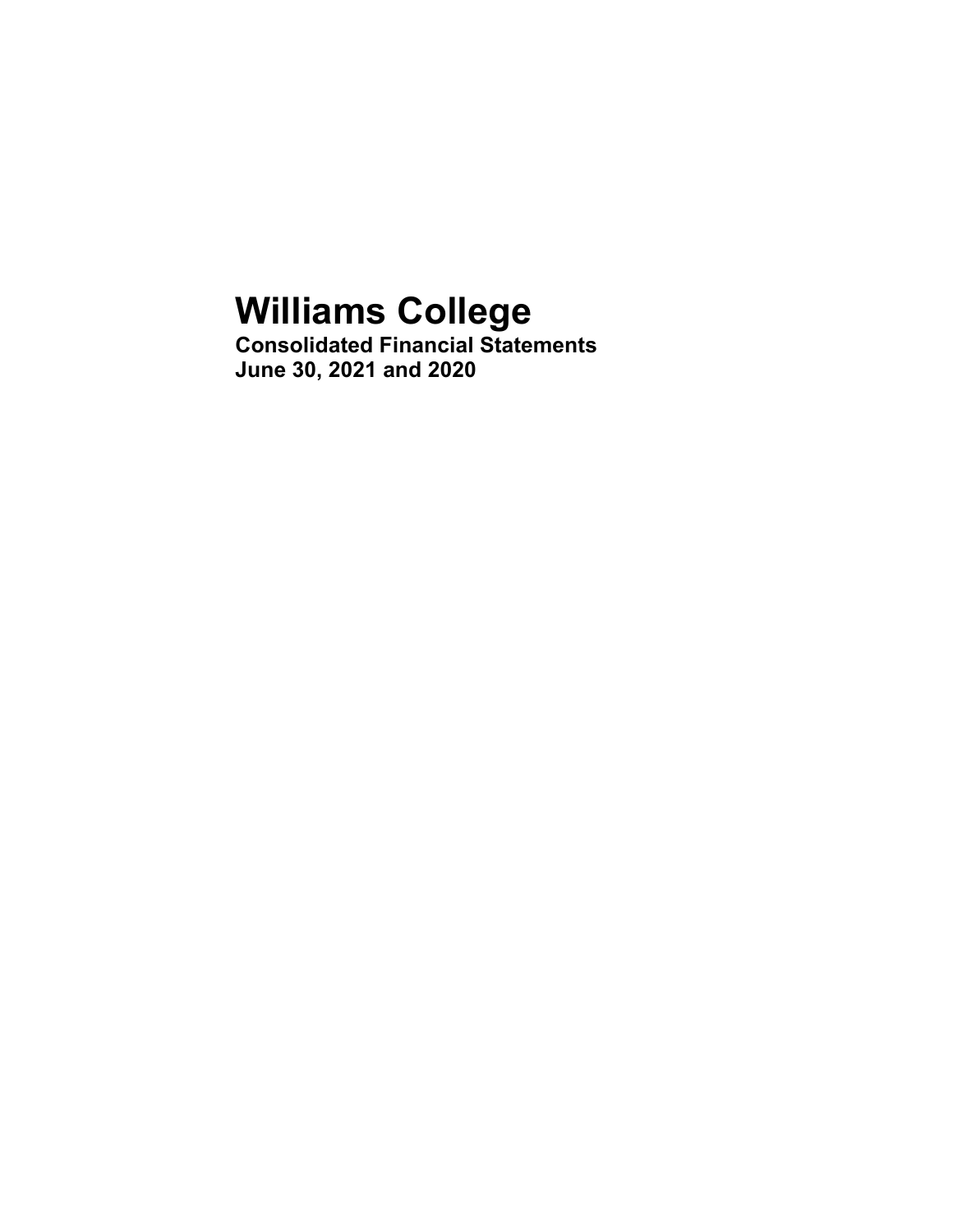# Williams College

**Consolidated Financial Statements**
**June 30, 2021 and 2020**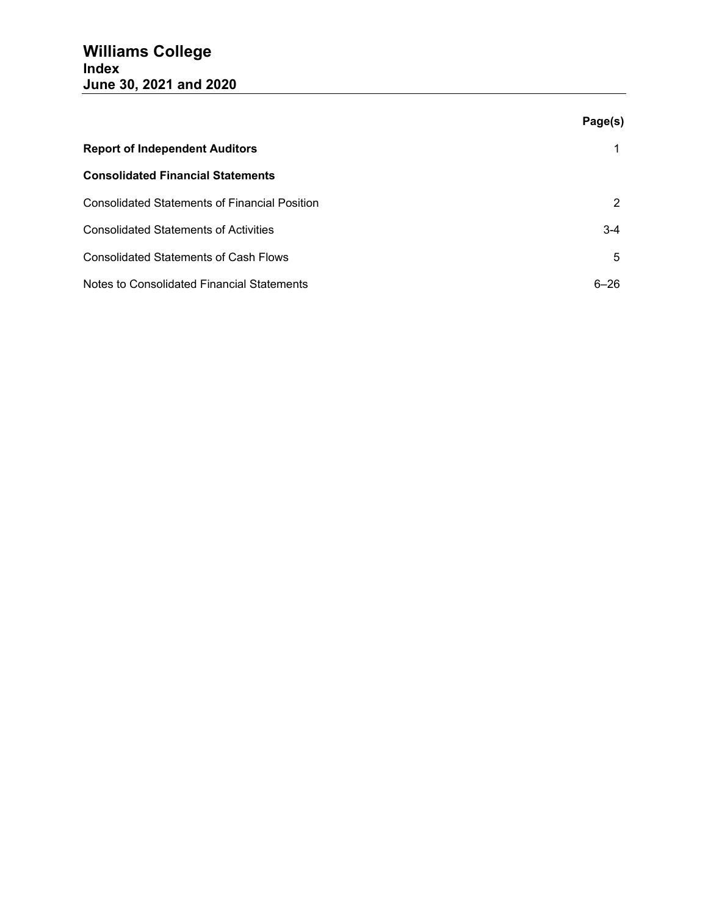# Williams College
## Index
## June 30, 2021 and 2020

| | Page(s) |
|---|---|
| **Report of Independent Auditors** | 1 |
| **Consolidated Financial Statements** | |
| Consolidated Statements of Financial Position | 2 |
| Consolidated Statements of Activities | 3-4 |
| Consolidated Statements of Cash Flows | 5 |
| Notes to Consolidated Financial Statements | 6–26 |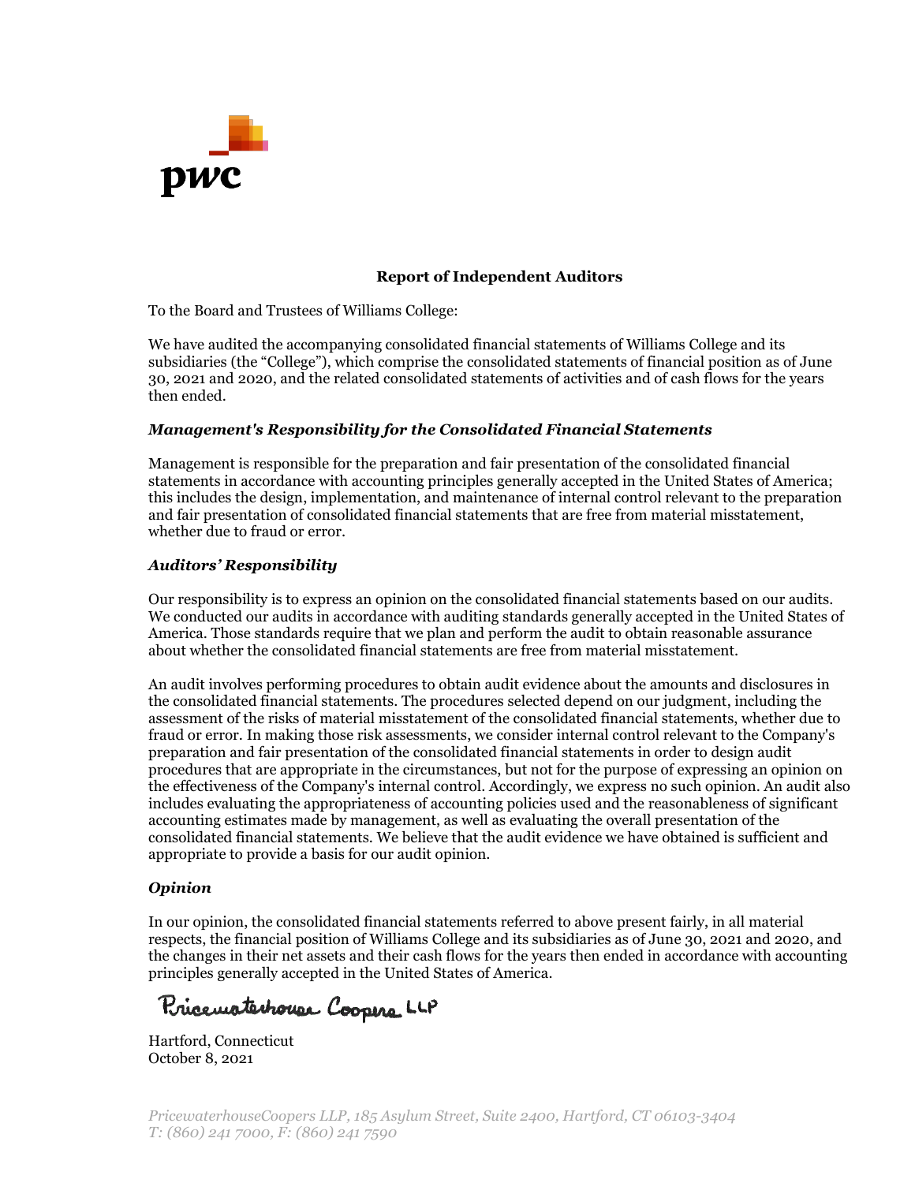pwc

# Report of Independent Auditors

To the Board and Trustees of Williams College:

We have audited the accompanying consolidated financial statements of Williams College and its subsidiaries (the "College"), which comprise the consolidated statements of financial position as of June 30, 2021 and 2020, and the related consolidated statements of activities and of cash flows for the years then ended.

### *Management's Responsibility for the Consolidated Financial Statements*

Management is responsible for the preparation and fair presentation of the consolidated financial statements in accordance with accounting principles generally accepted in the United States of America; this includes the design, implementation, and maintenance of internal control relevant to the preparation and fair presentation of consolidated financial statements that are free from material misstatement, whether due to fraud or error.

### *Auditors' Responsibility*

Our responsibility is to express an opinion on the consolidated financial statements based on our audits. We conducted our audits in accordance with auditing standards generally accepted in the United States of America. Those standards require that we plan and perform the audit to obtain reasonable assurance about whether the consolidated financial statements are free from material misstatement.

An audit involves performing procedures to obtain audit evidence about the amounts and disclosures in the consolidated financial statements. The procedures selected depend on our judgment, including the assessment of the risks of material misstatement of the consolidated financial statements, whether due to fraud or error. In making those risk assessments, we consider internal control relevant to the Company's preparation and fair presentation of the consolidated financial statements in order to design audit procedures that are appropriate in the circumstances, but not for the purpose of expressing an opinion on the effectiveness of the Company's internal control. Accordingly, we express no such opinion. An audit also includes evaluating the appropriateness of accounting policies used and the reasonableness of significant accounting estimates made by management, as well as evaluating the overall presentation of the consolidated financial statements. We believe that the audit evidence we have obtained is sufficient and appropriate to provide a basis for our audit opinion.

### *Opinion*

In our opinion, the consolidated financial statements referred to above present fairly, in all material respects, the financial position of Williams College and its subsidiaries as of June 30, 2021 and 2020, and the changes in their net assets and their cash flows for the years then ended in accordance with accounting principles generally accepted in the United States of America.

PricewaterhouseCoopers LLP

Hartford, Connecticut
October 8, 2021

*PricewaterhouseCoopers LLP, 185 Asylum Street, Suite 2400, Hartford, CT 06103-3404*
*T: (860) 241 7000, F: (860) 241 7590*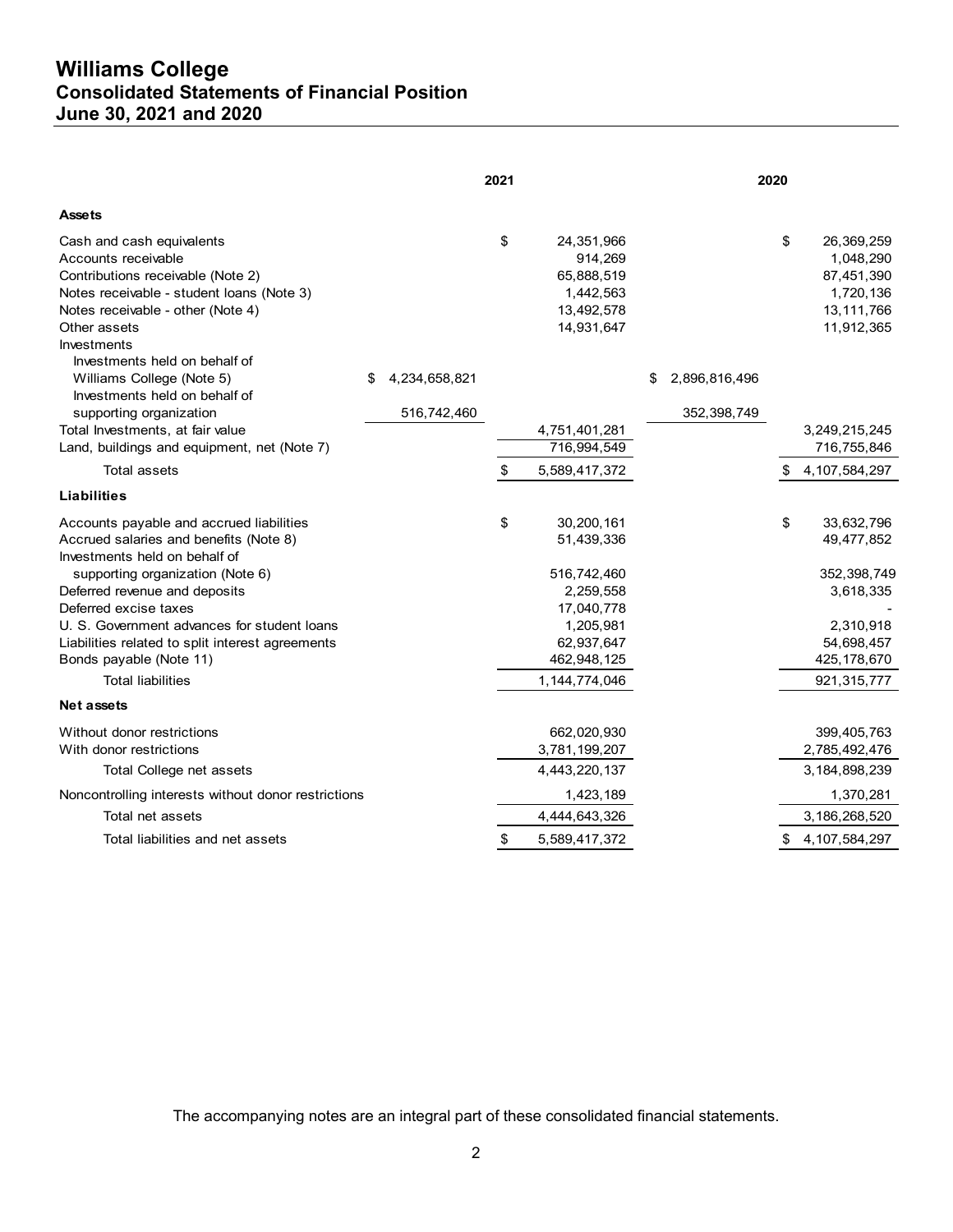# Williams College

## Consolidated Statements of Financial Position

### June 30, 2021 and 2020

| | | 2021 | | 2020 |
|---|---|---|---|---|
| **Assets** | | | | |
| Cash and cash equivalents | | $ 24,351,966 | | $ 26,369,259 |
| Accounts receivable | | 914,269 | | 1,048,290 |
| Contributions receivable (Note 2) | | 65,888,519 | | 87,451,390 |
| Notes receivable - student loans (Note 3) | | 1,442,563 | | 1,720,136 |
| Notes receivable - other (Note 4) | | 13,492,578 | | 13,111,766 |
| Other assets | | 14,931,647 | | 11,912,365 |
| Investments | | | | |
| Investments held on behalf of Williams College (Note 5) | $ 4,234,658,821 | | $ 2,896,816,496 | |
| Investments held on behalf of supporting organization | 516,742,460 | | 352,398,749 | |
| Total Investments, at fair value | | 4,751,401,281 | | 3,249,215,245 |
| Land, buildings and equipment, net (Note 7) | | 716,994,549 | | 716,755,846 |
| Total assets | | $ 5,589,417,372 | | $ 4,107,584,297 |
| **Liabilities** | | | | |
| Accounts payable and accrued liabilities | | $ 30,200,161 | | $ 33,632,796 |
| Accrued salaries and benefits (Note 8) | | 51,439,336 | | 49,477,852 |
| Investments held on behalf of supporting organization (Note 6) | | 516,742,460 | | 352,398,749 |
| Deferred revenue and deposits | | 2,259,558 | | 3,618,335 |
| Deferred excise taxes | | 17,040,778 | | - |
| U. S. Government advances for student loans | | 1,205,981 | | 2,310,918 |
| Liabilities related to split interest agreements | | 62,937,647 | | 54,698,457 |
| Bonds payable (Note 11) | | 462,948,125 | | 425,178,670 |
| Total liabilities | | 1,144,774,046 | | 921,315,777 |
| **Net assets** | | | | |
| Without donor restrictions | | 662,020,930 | | 399,405,763 |
| With donor restrictions | | 3,781,199,207 | | 2,785,492,476 |
| Total College net assets | | 4,443,220,137 | | 3,184,898,239 |
| Noncontrolling interests without donor restrictions | | 1,423,189 | | 1,370,281 |
| Total net assets | | 4,444,643,326 | | 3,186,268,520 |
| Total liabilities and net assets | | $ 5,589,417,372 | | $ 4,107,584,297 |

The accompanying notes are an integral part of these consolidated financial statements.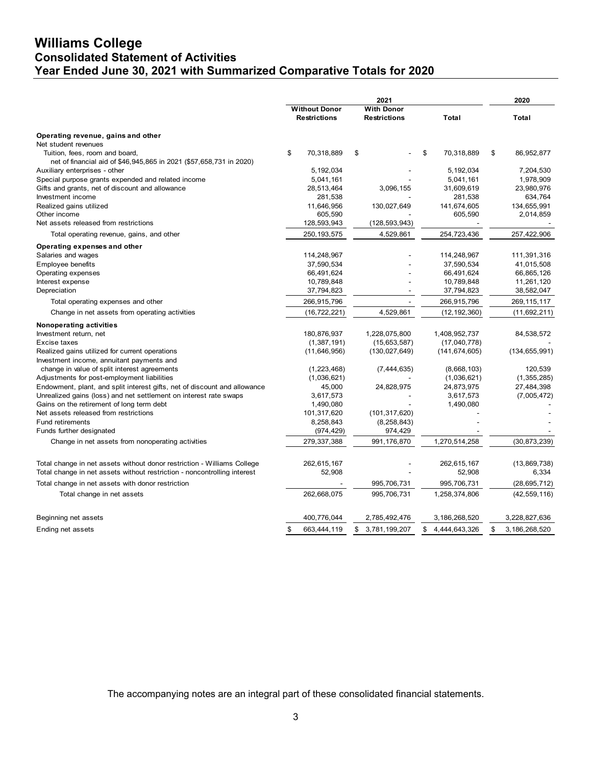# Williams College
## Consolidated Statement of Activities
## Year Ended June 30, 2021 with Summarized Comparative Totals for 2020

| | 2021 | | | 2020 |
|---|---|---|---|---|
| | Without Donor Restrictions | With Donor Restrictions | Total | Total |
| **Operating revenue, gains and other** | | | | |
| Net student revenues | | | | |
| Tuition, fees, room and board, net of financial aid of $46,945,865 in 2021 ($57,658,731 in 2020) | $ 70,318,889 | $ - | $ 70,318,889 | $ 86,952,877 |
| Auxiliary enterprises - other | 5,192,034 | - | 5,192,034 | 7,204,530 |
| Special purpose grants expended and related income | 5,041,161 | - | 5,041,161 | 1,978,909 |
| Gifts and grants, net of discount and allowance | 28,513,464 | 3,096,155 | 31,609,619 | 23,980,976 |
| Investment income | 281,538 | - | 281,538 | 634,764 |
| Realized gains utilized | 11,646,956 | 130,027,649 | 141,674,605 | 134,655,991 |
| Other income | 605,590 | - | 605,590 | 2,014,859 |
| Net assets released from restrictions | 128,593,943 | (128,593,943) | - | - |
| Total operating revenue, gains, and other | 250,193,575 | 4,529,861 | 254,723,436 | 257,422,906 |
| **Operating expenses and other** | | | | |
| Salaries and wages | 114,248,967 | - | 114,248,967 | 111,391,316 |
| Employee benefits | 37,590,534 | - | 37,590,534 | 41,015,508 |
| Operating expenses | 66,491,624 | - | 66,491,624 | 66,865,126 |
| Interest expense | 10,789,848 | - | 10,789,848 | 11,261,120 |
| Depreciation | 37,794,823 | - | 37,794,823 | 38,582,047 |
| Total operating expenses and other | 266,915,796 | - | 266,915,796 | 269,115,117 |
| Change in net assets from operating activities | (16,722,221) | 4,529,861 | (12,192,360) | (11,692,211) |
| **Nonoperating activities** | | | | |
| Investment return, net | 180,876,937 | 1,228,075,800 | 1,408,952,737 | 84,538,572 |
| Excise taxes | (1,387,191) | (15,653,587) | (17,040,778) | - |
| Realized gains utilized for current operations | (11,646,956) | (130,027,649) | (141,674,605) | (134,655,991) |
| Investment income, annuitant payments and change in value of split interest agreements | (1,223,468) | (7,444,635) | (8,668,103) | 120,539 |
| Adjustments for post-employment liabilities | (1,036,621) | - | (1,036,621) | (1,355,285) |
| Endowment, plant, and split interest gifts, net of discount and allowance | 45,000 | 24,828,975 | 24,873,975 | 27,484,398 |
| Unrealized gains (loss) and net settlement on interest rate swaps | 3,617,573 | - | 3,617,573 | (7,005,472) |
| Gains on the retirement of long term debt | 1,490,080 | - | 1,490,080 | - |
| Net assets released from restrictions | 101,317,620 | (101,317,620) | - | - |
| Fund retirements | 8,258,843 | (8,258,843) | - | - |
| Funds further designated | (974,429) | 974,429 | - | - |
| Change in net assets from nonoperating activities | 279,337,388 | 991,176,870 | 1,270,514,258 | (30,873,239) |
| Total change in net assets without donor restriction - Williams College | 262,615,167 | - | 262,615,167 | (13,869,738) |
| Total change in net assets without restriction - noncontrolling interest | 52,908 | - | 52,908 | 6,334 |
| Total change in net assets with donor restriction | - | 995,706,731 | 995,706,731 | (28,695,712) |
| Total change in net assets | 262,668,075 | 995,706,731 | 1,258,374,806 | (42,559,116) |
| Beginning net assets | 400,776,044 | 2,785,492,476 | 3,186,268,520 | 3,228,827,636 |
| Ending net assets | $ 663,444,119 | $ 3,781,199,207 | $ 4,444,643,326 | $ 3,186,268,520 |

The accompanying notes are an integral part of these consolidated financial statements.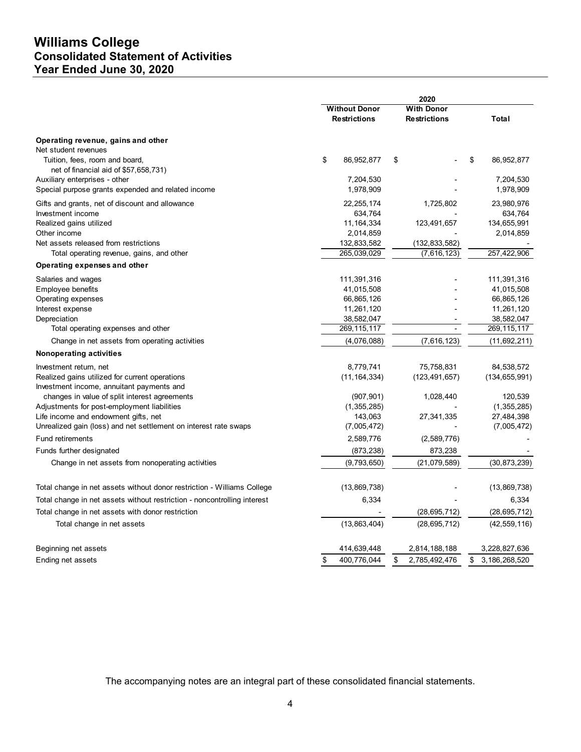# Williams College
## Consolidated Statement of Activities
## Year Ended June 30, 2020

| | 2020 | | |
|---|---|---|---|
| | Without Donor Restrictions | With Donor Restrictions | Total |
| **Operating revenue, gains and other** | | | |
| Net student revenues | | | |
| Tuition, fees, room and board, net of financial aid of $57,658,731) | $ 86,952,877 | $ - | $ 86,952,877 |
| Auxiliary enterprises - other | 7,204,530 | - | 7,204,530 |
| Special purpose grants expended and related income | 1,978,909 | - | 1,978,909 |
| Gifts and grants, net of discount and allowance | 22,255,174 | 1,725,802 | 23,980,976 |
| Investment income | 634,764 | - | 634,764 |
| Realized gains utilized | 11,164,334 | 123,491,657 | 134,655,991 |
| Other income | 2,014,859 | - | 2,014,859 |
| Net assets released from restrictions | 132,833,582 | (132,833,582) | - |
| Total operating revenue, gains, and other | 265,039,029 | (7,616,123) | 257,422,906 |
| **Operating expenses and other** | | | |
| Salaries and wages | 111,391,316 | - | 111,391,316 |
| Employee benefits | 41,015,508 | - | 41,015,508 |
| Operating expenses | 66,865,126 | - | 66,865,126 |
| Interest expense | 11,261,120 | - | 11,261,120 |
| Depreciation | 38,582,047 | - | 38,582,047 |
| Total operating expenses and other | 269,115,117 | - | 269,115,117 |
| Change in net assets from operating activities | (4,076,088) | (7,616,123) | (11,692,211) |
| **Nonoperating activities** | | | |
| Investment return, net | 8,779,741 | 75,758,831 | 84,538,572 |
| Realized gains utilized for current operations | (11,164,334) | (123,491,657) | (134,655,991) |
| Investment income, annuitant payments and changes in value of split interest agreements | (907,901) | 1,028,440 | 120,539 |
| Adjustments for post-employment liabilities | (1,355,285) | - | (1,355,285) |
| Life income and endowment gifts, net | 143,063 | 27,341,335 | 27,484,398 |
| Unrealized gain (loss) and net settlement on interest rate swaps | (7,005,472) | - | (7,005,472) |
| Fund retirements | 2,589,776 | (2,589,776) | - |
| Funds further designated | (873,238) | 873,238 | - |
| Change in net assets from nonoperating activities | (9,793,650) | (21,079,589) | (30,873,239) |
| Total change in net assets without donor restriction - Williams College | (13,869,738) | - | (13,869,738) |
| Total change in net assets without restriction - noncontrolling interest | 6,334 | - | 6,334 |
| Total change in net assets with donor restriction | - | (28,695,712) | (28,695,712) |
| Total change in net assets | (13,863,404) | (28,695,712) | (42,559,116) |
| Beginning net assets | 414,639,448 | 2,814,188,188 | 3,228,827,636 |
| Ending net assets | $ 400,776,044 | $ 2,785,492,476 | $ 3,186,268,520 |

The accompanying notes are an integral part of these consolidated financial statements.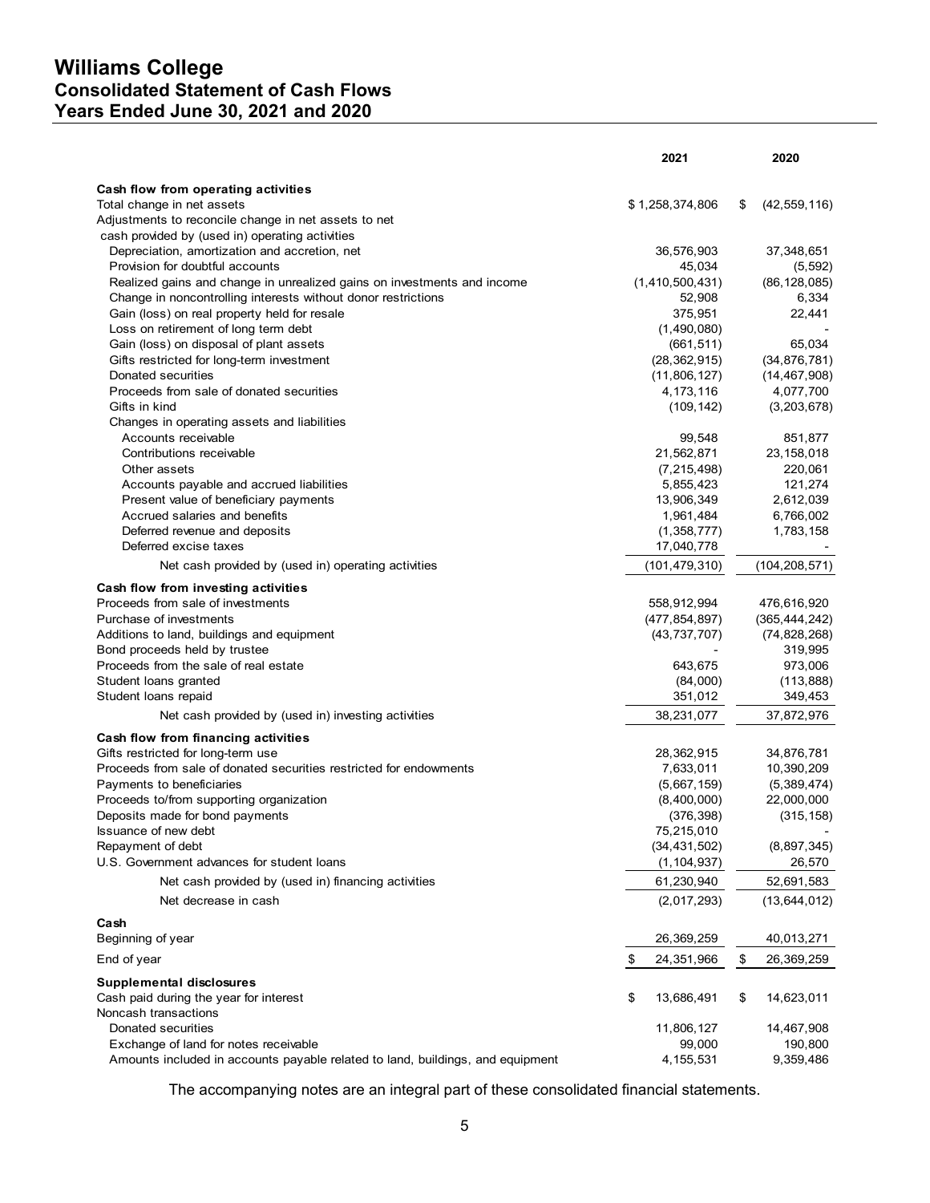# Williams College
## Consolidated Statement of Cash Flows
## Years Ended June 30, 2021 and 2020

| | 2021 | 2020 |
|---|---|---|
| **Cash flow from operating activities** | | |
| Total change in net assets | $ 1,258,374,806 | $ (42,559,116) |
| Adjustments to reconcile change in net assets to net cash provided by (used in) operating activities | | |
| Depreciation, amortization and accretion, net | 36,576,903 | 37,348,651 |
| Provision for doubtful accounts | 45,034 | (5,592) |
| Realized gains and change in unrealized gains on investments and income | (1,410,500,431) | (86,128,085) |
| Change in noncontrolling interests without donor restrictions | 52,908 | 6,334 |
| Gain (loss) on real property held for resale | 375,951 | 22,441 |
| Loss on retirement of long term debt | (1,490,080) | - |
| Gain (loss) on disposal of plant assets | (661,511) | 65,034 |
| Gifts restricted for long-term investment | (28,362,915) | (34,876,781) |
| Donated securities | (11,806,127) | (14,467,908) |
| Proceeds from sale of donated securities | 4,173,116 | 4,077,700 |
| Gifts in kind | (109,142) | (3,203,678) |
| Changes in operating assets and liabilities | | |
| Accounts receivable | 99,548 | 851,877 |
| Contributions receivable | 21,562,871 | 23,158,018 |
| Other assets | (7,215,498) | 220,061 |
| Accounts payable and accrued liabilities | 5,855,423 | 121,274 |
| Present value of beneficiary payments | 13,906,349 | 2,612,039 |
| Accrued salaries and benefits | 1,961,484 | 6,766,002 |
| Deferred revenue and deposits | (1,358,777) | 1,783,158 |
| Deferred excise taxes | 17,040,778 | - |
| Net cash provided by (used in) operating activities | (101,479,310) | (104,208,571) |
| **Cash flow from investing activities** | | |
| Proceeds from sale of investments | 558,912,994 | 476,616,920 |
| Purchase of investments | (477,854,897) | (365,444,242) |
| Additions to land, buildings and equipment | (43,737,707) | (74,828,268) |
| Bond proceeds held by trustee | - | 319,995 |
| Proceeds from the sale of real estate | 643,675 | 973,006 |
| Student loans granted | (84,000) | (113,888) |
| Student loans repaid | 351,012 | 349,453 |
| Net cash provided by (used in) investing activities | 38,231,077 | 37,872,976 |
| **Cash flow from financing activities** | | |
| Gifts restricted for long-term use | 28,362,915 | 34,876,781 |
| Proceeds from sale of donated securities restricted for endowments | 7,633,011 | 10,390,209 |
| Payments to beneficiaries | (5,667,159) | (5,389,474) |
| Proceeds to/from supporting organization | (8,400,000) | 22,000,000 |
| Deposits made for bond payments | (376,398) | (315,158) |
| Issuance of new debt | 75,215,010 | - |
| Repayment of debt | (34,431,502) | (8,897,345) |
| U.S. Government advances for student loans | (1,104,937) | 26,570 |
| Net cash provided by (used in) financing activities | 61,230,940 | 52,691,583 |
| Net decrease in cash | (2,017,293) | (13,644,012) |
| **Cash** | | |
| Beginning of year | 26,369,259 | 40,013,271 |
| End of year | $ 24,351,966 | $ 26,369,259 |
| **Supplemental disclosures** | | |
| Cash paid during the year for interest | $ 13,686,491 | $ 14,623,011 |
| Noncash transactions | | |
| Donated securities | 11,806,127 | 14,467,908 |
| Exchange of land for notes receivable | 99,000 | 190,800 |
| Amounts included in accounts payable related to land, buildings, and equipment | 4,155,531 | 9,359,486 |

The accompanying notes are an integral part of these consolidated financial statements.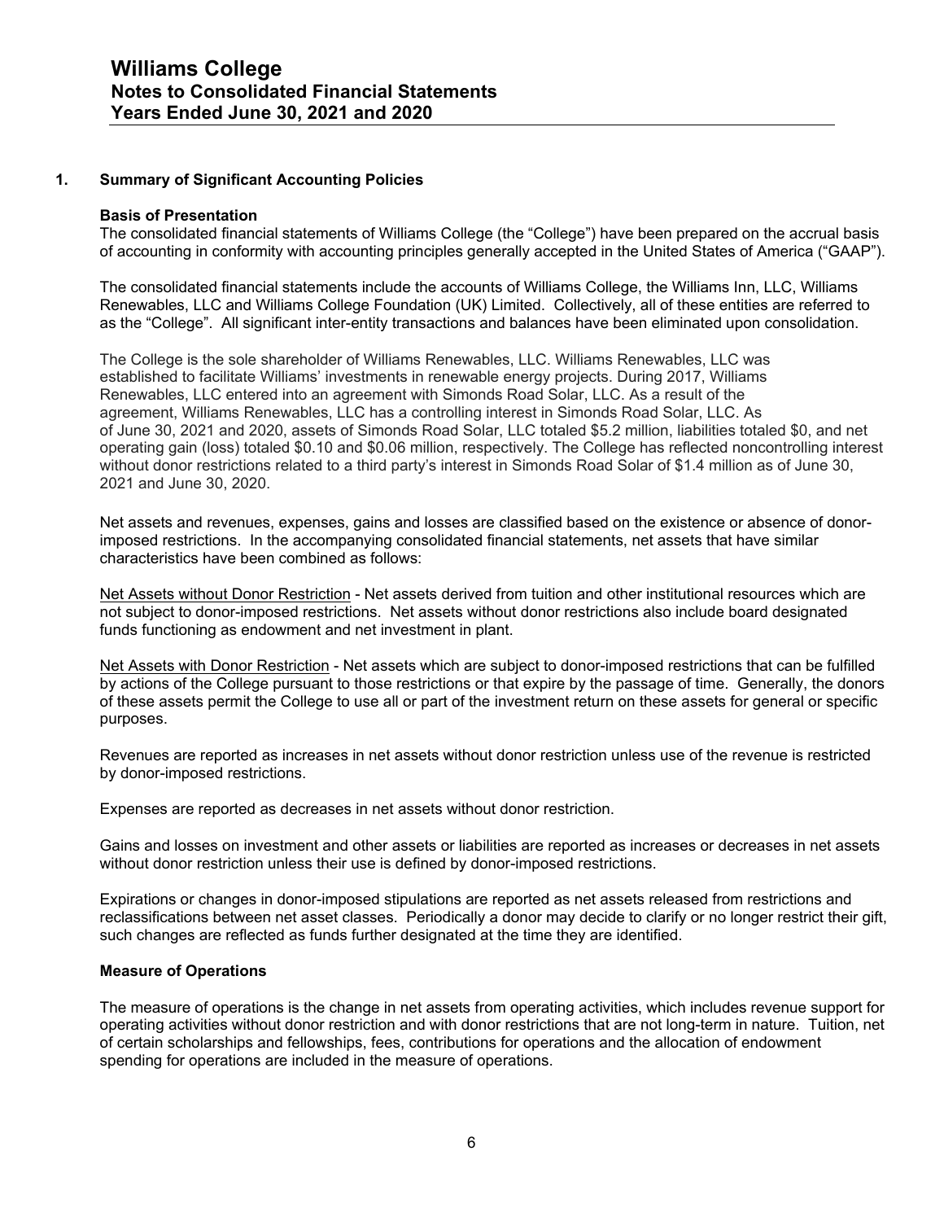## 1. Summary of Significant Accounting Policies

### Basis of Presentation

The consolidated financial statements of Williams College (the "College") have been prepared on the accrual basis of accounting in conformity with accounting principles generally accepted in the United States of America ("GAAP").

The consolidated financial statements include the accounts of Williams College, the Williams Inn, LLC, Williams Renewables, LLC and Williams College Foundation (UK) Limited. Collectively, all of these entities are referred to as the "College". All significant inter-entity transactions and balances have been eliminated upon consolidation.

The College is the sole shareholder of Williams Renewables, LLC. Williams Renewables, LLC was established to facilitate Williams' investments in renewable energy projects. During 2017, Williams Renewables, LLC entered into an agreement with Simonds Road Solar, LLC. As a result of the agreement, Williams Renewables, LLC has a controlling interest in Simonds Road Solar, LLC. As of June 30, 2021 and 2020, assets of Simonds Road Solar, LLC totaled $5.2 million, liabilities totaled $0, and net operating gain (loss) totaled $0.10 and $0.06 million, respectively. The College has reflected noncontrolling interest without donor restrictions related to a third party's interest in Simonds Road Solar of $1.4 million as of June 30, 2021 and June 30, 2020.

Net assets and revenues, expenses, gains and losses are classified based on the existence or absence of donor-imposed restrictions. In the accompanying consolidated financial statements, net assets that have similar characteristics have been combined as follows:

Net Assets without Donor Restriction - Net assets derived from tuition and other institutional resources which are not subject to donor-imposed restrictions. Net assets without donor restrictions also include board designated funds functioning as endowment and net investment in plant.

Net Assets with Donor Restriction - Net assets which are subject to donor-imposed restrictions that can be fulfilled by actions of the College pursuant to those restrictions or that expire by the passage of time. Generally, the donors of these assets permit the College to use all or part of the investment return on these assets for general or specific purposes.

Revenues are reported as increases in net assets without donor restriction unless use of the revenue is restricted by donor-imposed restrictions.

Expenses are reported as decreases in net assets without donor restriction.

Gains and losses on investment and other assets or liabilities are reported as increases or decreases in net assets without donor restriction unless their use is defined by donor-imposed restrictions.

Expirations or changes in donor-imposed stipulations are reported as net assets released from restrictions and reclassifications between net asset classes. Periodically a donor may decide to clarify or no longer restrict their gift, such changes are reflected as funds further designated at the time they are identified.

### Measure of Operations

The measure of operations is the change in net assets from operating activities, which includes revenue support for operating activities without donor restriction and with donor restrictions that are not long-term in nature. Tuition, net of certain scholarships and fellowships, fees, contributions for operations and the allocation of endowment spending for operations are included in the measure of operations.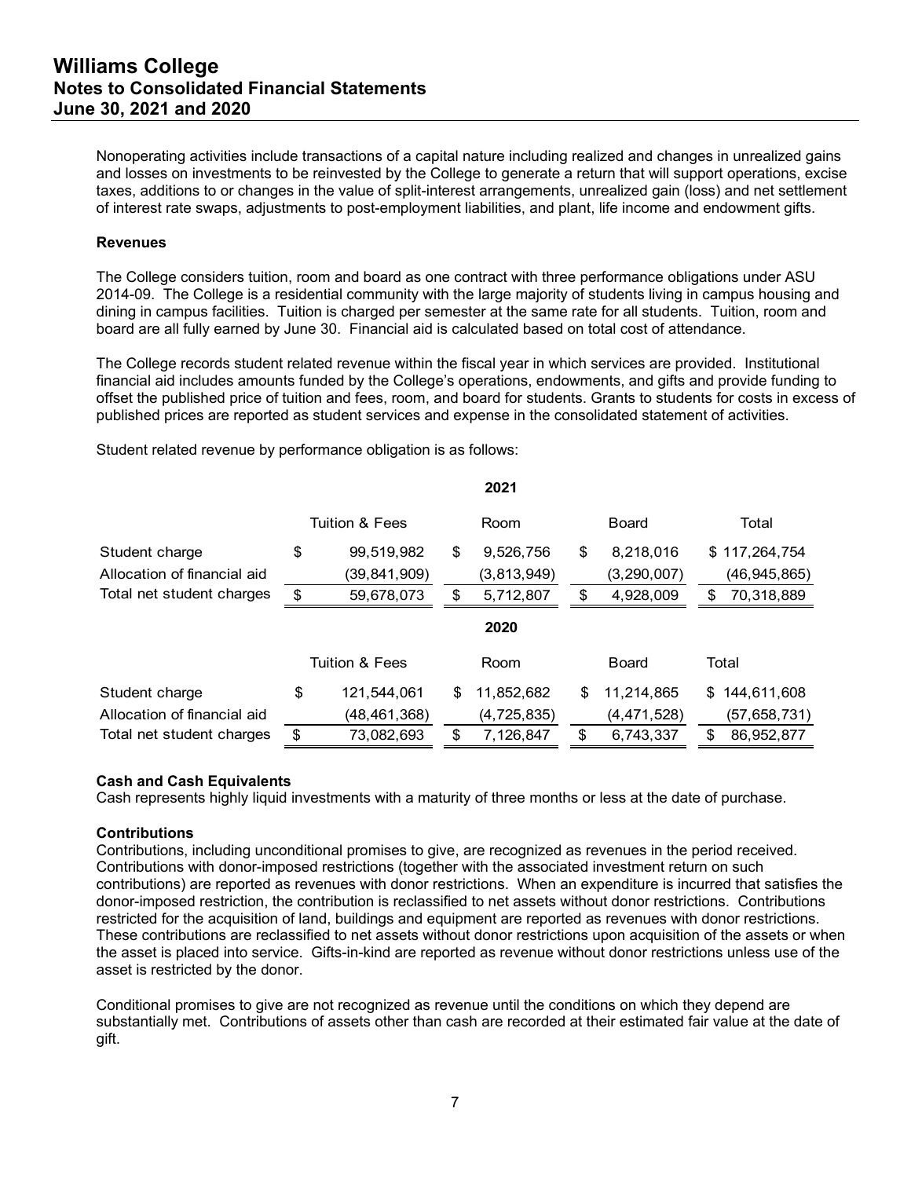Nonoperating activities include transactions of a capital nature including realized and changes in unrealized gains and losses on investments to be reinvested by the College to generate a return that will support operations, excise taxes, additions to or changes in the value of split-interest arrangements, unrealized gain (loss) and net settlement of interest rate swaps, adjustments to post-employment liabilities, and plant, life income and endowment gifts.

**Revenues**

The College considers tuition, room and board as one contract with three performance obligations under ASU 2014-09. The College is a residential community with the large majority of students living in campus housing and dining in campus facilities. Tuition is charged per semester at the same rate for all students. Tuition, room and board are all fully earned by June 30. Financial aid is calculated based on total cost of attendance.

The College records student related revenue within the fiscal year in which services are provided. Institutional financial aid includes amounts funded by the College's operations, endowments, and gifts and provide funding to offset the published price of tuition and fees, room, and board for students. Grants to students for costs in excess of published prices are reported as student services and expense in the consolidated statement of activities.

Student related revenue by performance obligation is as follows:

| | | | 2021 | |
|---|---|---|---|---|
| | Tuition & Fees | Room | Board | Total |
| Student charge | $ 99,519,982 | $ 9,526,756 | $ 8,218,016 | $ 117,264,754 |
| Allocation of financial aid | (39,841,909) | (3,813,949) | (3,290,007) | (46,945,865) |
| Total net student charges | $ 59,678,073 | $ 5,712,807 | $ 4,928,009 | $ 70,318,889 |

| | | | 2020 | |
|---|---|---|---|---|
| | Tuition & Fees | Room | Board | Total |
| Student charge | $ 121,544,061 | $ 11,852,682 | $ 11,214,865 | $ 144,611,608 |
| Allocation of financial aid | (48,461,368) | (4,725,835) | (4,471,528) | (57,658,731) |
| Total net student charges | $ 73,082,693 | $ 7,126,847 | $ 6,743,337 | $ 86,952,877 |

**Cash and Cash Equivalents**

Cash represents highly liquid investments with a maturity of three months or less at the date of purchase.

**Contributions**

Contributions, including unconditional promises to give, are recognized as revenues in the period received. Contributions with donor-imposed restrictions (together with the associated investment return on such contributions) are reported as revenues with donor restrictions. When an expenditure is incurred that satisfies the donor-imposed restriction, the contribution is reclassified to net assets without donor restrictions. Contributions restricted for the acquisition of land, buildings and equipment are reported as revenues with donor restrictions. These contributions are reclassified to net assets without donor restrictions upon acquisition of the assets or when the asset is placed into service. Gifts-in-kind are reported as revenue without donor restrictions unless use of the asset is restricted by the donor.

Conditional promises to give are not recognized as revenue until the conditions on which they depend are substantially met. Contributions of assets other than cash are recorded at their estimated fair value at the date of gift.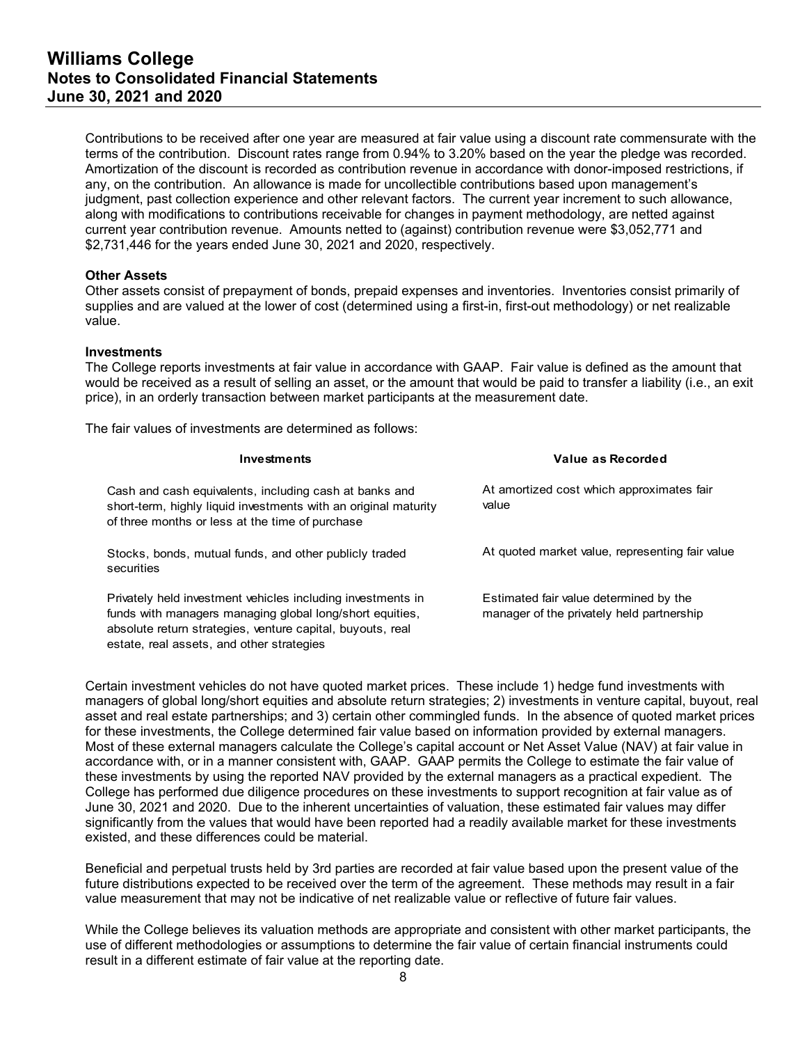Contributions to be received after one year are measured at fair value using a discount rate commensurate with the terms of the contribution. Discount rates range from 0.94% to 3.20% based on the year the pledge was recorded. Amortization of the discount is recorded as contribution revenue in accordance with donor-imposed restrictions, if any, on the contribution. An allowance is made for uncollectible contributions based upon management's judgment, past collection experience and other relevant factors. The current year increment to such allowance, along with modifications to contributions receivable for changes in payment methodology, are netted against current year contribution revenue. Amounts netted to (against) contribution revenue were $3,052,771 and $2,731,446 for the years ended June 30, 2021 and 2020, respectively.

**Other Assets**

Other assets consist of prepayment of bonds, prepaid expenses and inventories. Inventories consist primarily of supplies and are valued at the lower of cost (determined using a first-in, first-out methodology) or net realizable value.

**Investments**

The College reports investments at fair value in accordance with GAAP. Fair value is defined as the amount that would be received as a result of selling an asset, or the amount that would be paid to transfer a liability (i.e., an exit price), in an orderly transaction between market participants at the measurement date.

The fair values of investments are determined as follows:

| Investments | Value as Recorded |
|---|---|
| Cash and cash equivalents, including cash at banks and short-term, highly liquid investments with an original maturity of three months or less at the time of purchase | At amortized cost which approximates fair value |
| Stocks, bonds, mutual funds, and other publicly traded securities | At quoted market value, representing fair value |
| Privately held investment vehicles including investments in funds with managers managing global long/short equities, absolute return strategies, venture capital, buyouts, real estate, real assets, and other strategies | Estimated fair value determined by the manager of the privately held partnership |

Certain investment vehicles do not have quoted market prices. These include 1) hedge fund investments with managers of global long/short equities and absolute return strategies; 2) investments in venture capital, buyout, real asset and real estate partnerships; and 3) certain other commingled funds. In the absence of quoted market prices for these investments, the College determined fair value based on information provided by external managers. Most of these external managers calculate the College's capital account or Net Asset Value (NAV) at fair value in accordance with, or in a manner consistent with, GAAP. GAAP permits the College to estimate the fair value of these investments by using the reported NAV provided by the external managers as a practical expedient. The College has performed due diligence procedures on these investments to support recognition at fair value as of June 30, 2021 and 2020. Due to the inherent uncertainties of valuation, these estimated fair values may differ significantly from the values that would have been reported had a readily available market for these investments existed, and these differences could be material.

Beneficial and perpetual trusts held by 3rd parties are recorded at fair value based upon the present value of the future distributions expected to be received over the term of the agreement. These methods may result in a fair value measurement that may not be indicative of net realizable value or reflective of future fair values.

While the College believes its valuation methods are appropriate and consistent with other market participants, the use of different methodologies or assumptions to determine the fair value of certain financial instruments could result in a different estimate of fair value at the reporting date.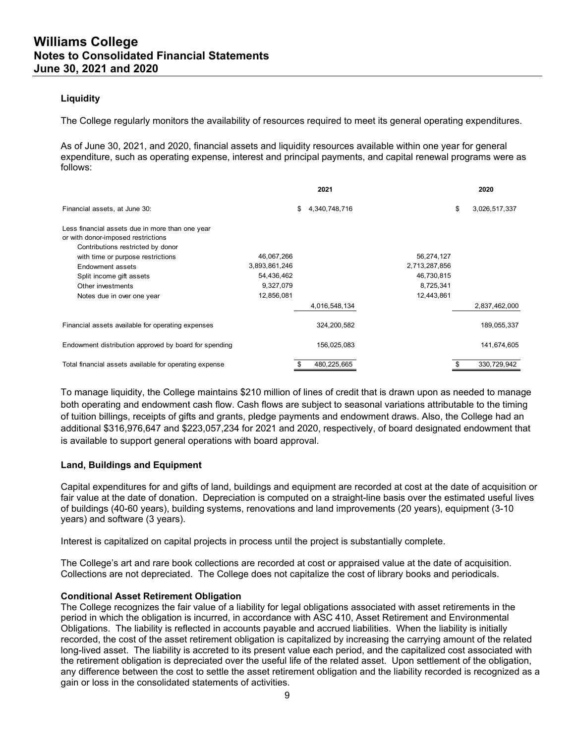### Liquidity

The College regularly monitors the availability of resources required to meet its general operating expenditures.

As of June 30, 2021, and 2020, financial assets and liquidity resources available within one year for general expenditure, such as operating expense, interest and principal payments, and capital renewal programs were as follows:

| | | 2021 | | 2020 |
|---|---|---|---|---|
| Financial assets, at June 30: | | $ 4,340,748,716 | | $ 3,026,517,337 |
| Less financial assets due in more than one year or with donor-imposed restrictions | | | | |
| Contributions restricted by donor with time or purpose restrictions | 46,067,266 | | 56,274,127 | |
| Endowment assets | 3,893,861,246 | | 2,713,287,856 | |
| Split income gift assets | 54,436,462 | | 46,730,815 | |
| Other investments | 9,327,079 | | 8,725,341 | |
| Notes due in over one year | 12,856,081 | | 12,443,861 | |
| | | 4,016,548,134 | | 2,837,462,000 |
| Financial assets available for operating expenses | | 324,200,582 | | 189,055,337 |
| Endowment distribution approved by board for spending | | 156,025,083 | | 141,674,605 |
| Total financial assets available for operating expense | | $ 480,225,665 | | $ 330,729,942 |

To manage liquidity, the College maintains $210 million of lines of credit that is drawn upon as needed to manage both operating and endowment cash flow. Cash flows are subject to seasonal variations attributable to the timing of tuition billings, receipts of gifts and grants, pledge payments and endowment draws. Also, the College had an additional $316,976,647 and $223,057,234 for 2021 and 2020, respectively, of board designated endowment that is available to support general operations with board approval.

### Land, Buildings and Equipment

Capital expenditures for and gifts of land, buildings and equipment are recorded at cost at the date of acquisition or fair value at the date of donation. Depreciation is computed on a straight-line basis over the estimated useful lives of buildings (40-60 years), building systems, renovations and land improvements (20 years), equipment (3-10 years) and software (3 years).

Interest is capitalized on capital projects in process until the project is substantially complete.

The College's art and rare book collections are recorded at cost or appraised value at the date of acquisition. Collections are not depreciated. The College does not capitalize the cost of library books and periodicals.

### Conditional Asset Retirement Obligation

The College recognizes the fair value of a liability for legal obligations associated with asset retirements in the period in which the obligation is incurred, in accordance with ASC 410, Asset Retirement and Environmental Obligations. The liability is reflected in accounts payable and accrued liabilities. When the liability is initially recorded, the cost of the asset retirement obligation is capitalized by increasing the carrying amount of the related long-lived asset. The liability is accreted to its present value each period, and the capitalized cost associated with the retirement obligation is depreciated over the useful life of the related asset. Upon settlement of the obligation, any difference between the cost to settle the asset retirement obligation and the liability recorded is recognized as a gain or loss in the consolidated statements of activities.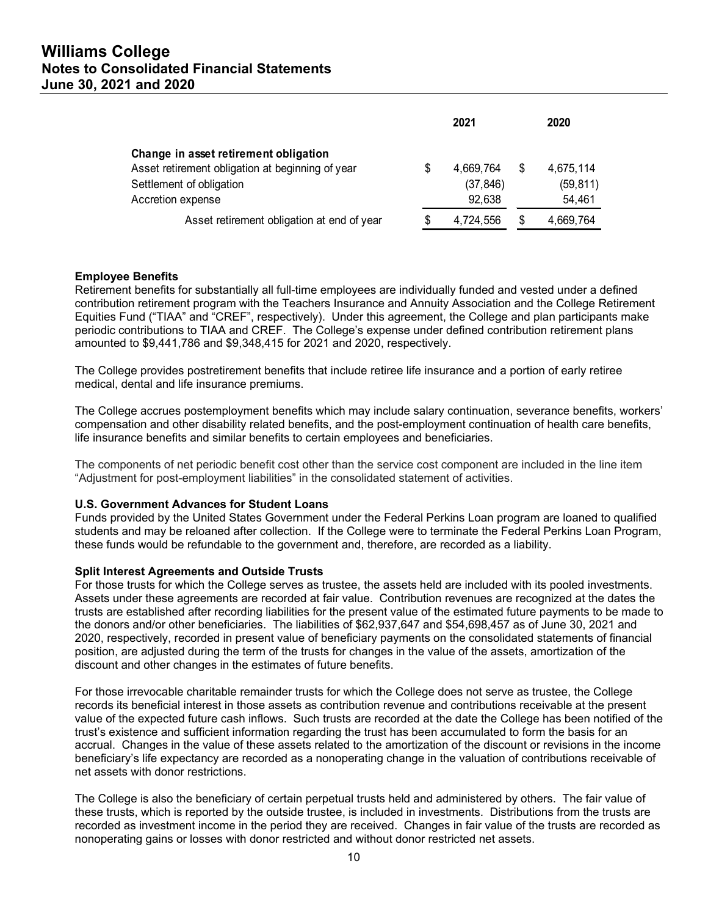| | 2021 | 2020 |
|---|---|---|
| **Change in asset retirement obligation** | | |
| Asset retirement obligation at beginning of year | $ 4,669,764 | $ 4,675,114 |
| Settlement of obligation | (37,846) | (59,811) |
| Accretion expense | 92,638 | 54,461 |
| Asset retirement obligation at end of year | $ 4,724,556 | $ 4,669,764 |

**Employee Benefits**

Retirement benefits for substantially all full-time employees are individually funded and vested under a defined contribution retirement program with the Teachers Insurance and Annuity Association and the College Retirement Equities Fund ("TIAA" and "CREF", respectively). Under this agreement, the College and plan participants make periodic contributions to TIAA and CREF. The College's expense under defined contribution retirement plans amounted to $9,441,786 and $9,348,415 for 2021 and 2020, respectively.

The College provides postretirement benefits that include retiree life insurance and a portion of early retiree medical, dental and life insurance premiums.

The College accrues postemployment benefits which may include salary continuation, severance benefits, workers' compensation and other disability related benefits, and the post-employment continuation of health care benefits, life insurance benefits and similar benefits to certain employees and beneficiaries.

The components of net periodic benefit cost other than the service cost component are included in the line item "Adjustment for post-employment liabilities" in the consolidated statement of activities.

**U.S. Government Advances for Student Loans**

Funds provided by the United States Government under the Federal Perkins Loan program are loaned to qualified students and may be reloaned after collection. If the College were to terminate the Federal Perkins Loan Program, these funds would be refundable to the government and, therefore, are recorded as a liability.

**Split Interest Agreements and Outside Trusts**

For those trusts for which the College serves as trustee, the assets held are included with its pooled investments. Assets under these agreements are recorded at fair value. Contribution revenues are recognized at the dates the trusts are established after recording liabilities for the present value of the estimated future payments to be made to the donors and/or other beneficiaries. The liabilities of $62,937,647 and $54,698,457 as of June 30, 2021 and 2020, respectively, recorded in present value of beneficiary payments on the consolidated statements of financial position, are adjusted during the term of the trusts for changes in the value of the assets, amortization of the discount and other changes in the estimates of future benefits.

For those irrevocable charitable remainder trusts for which the College does not serve as trustee, the College records its beneficial interest in those assets as contribution revenue and contributions receivable at the present value of the expected future cash inflows. Such trusts are recorded at the date the College has been notified of the trust's existence and sufficient information regarding the trust has been accumulated to form the basis for an accrual. Changes in the value of these assets related to the amortization of the discount or revisions in the income beneficiary's life expectancy are recorded as a nonoperating change in the valuation of contributions receivable of net assets with donor restrictions.

The College is also the beneficiary of certain perpetual trusts held and administered by others. The fair value of these trusts, which is reported by the outside trustee, is included in investments. Distributions from the trusts are recorded as investment income in the period they are received. Changes in fair value of the trusts are recorded as nonoperating gains or losses with donor restricted and without donor restricted net assets.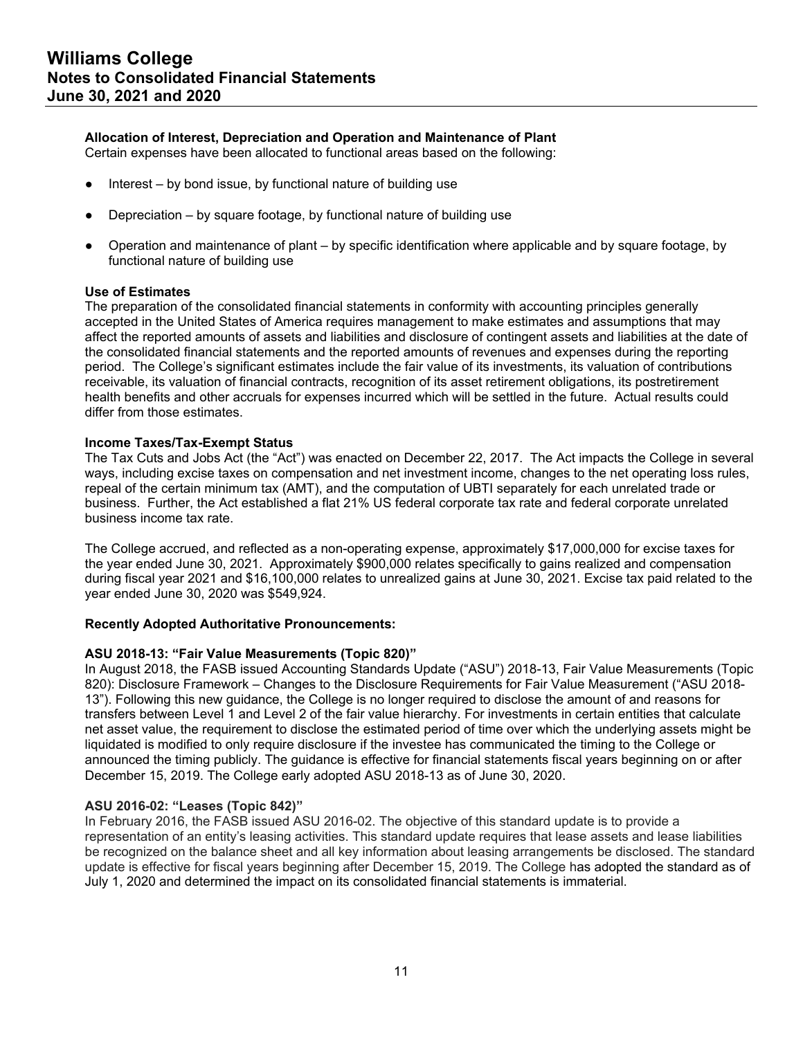**Allocation of Interest, Depreciation and Operation and Maintenance of Plant**
Certain expenses have been allocated to functional areas based on the following:

- Interest – by bond issue, by functional nature of building use
- Depreciation – by square footage, by functional nature of building use
- Operation and maintenance of plant – by specific identification where applicable and by square footage, by functional nature of building use

**Use of Estimates**
The preparation of the consolidated financial statements in conformity with accounting principles generally accepted in the United States of America requires management to make estimates and assumptions that may affect the reported amounts of assets and liabilities and disclosure of contingent assets and liabilities at the date of the consolidated financial statements and the reported amounts of revenues and expenses during the reporting period. The College's significant estimates include the fair value of its investments, its valuation of contributions receivable, its valuation of financial contracts, recognition of its asset retirement obligations, its postretirement health benefits and other accruals for expenses incurred which will be settled in the future. Actual results could differ from those estimates.

**Income Taxes/Tax-Exempt Status**
The Tax Cuts and Jobs Act (the "Act") was enacted on December 22, 2017. The Act impacts the College in several ways, including excise taxes on compensation and net investment income, changes to the net operating loss rules, repeal of the certain minimum tax (AMT), and the computation of UBTI separately for each unrelated trade or business. Further, the Act established a flat 21% US federal corporate tax rate and federal corporate unrelated business income tax rate.

The College accrued, and reflected as a non-operating expense, approximately $17,000,000 for excise taxes for the year ended June 30, 2021. Approximately $900,000 relates specifically to gains realized and compensation during fiscal year 2021 and $16,100,000 relates to unrealized gains at June 30, 2021. Excise tax paid related to the year ended June 30, 2020 was $549,924.

**Recently Adopted Authoritative Pronouncements:**

**ASU 2018-13: "Fair Value Measurements (Topic 820)"**
In August 2018, the FASB issued Accounting Standards Update ("ASU") 2018-13, Fair Value Measurements (Topic 820): Disclosure Framework – Changes to the Disclosure Requirements for Fair Value Measurement ("ASU 2018-13"). Following this new guidance, the College is no longer required to disclose the amount of and reasons for transfers between Level 1 and Level 2 of the fair value hierarchy. For investments in certain entities that calculate net asset value, the requirement to disclose the estimated period of time over which the underlying assets might be liquidated is modified to only require disclosure if the investee has communicated the timing to the College or announced the timing publicly. The guidance is effective for financial statements fiscal years beginning on or after December 15, 2019. The College early adopted ASU 2018-13 as of June 30, 2020.

**ASU 2016-02: "Leases (Topic 842)"**
In February 2016, the FASB issued ASU 2016-02. The objective of this standard update is to provide a representation of an entity's leasing activities. This standard update requires that lease assets and lease liabilities be recognized on the balance sheet and all key information about leasing arrangements be disclosed. The standard update is effective for fiscal years beginning after December 15, 2019. The College has adopted the standard as of July 1, 2020 and determined the impact on its consolidated financial statements is immaterial.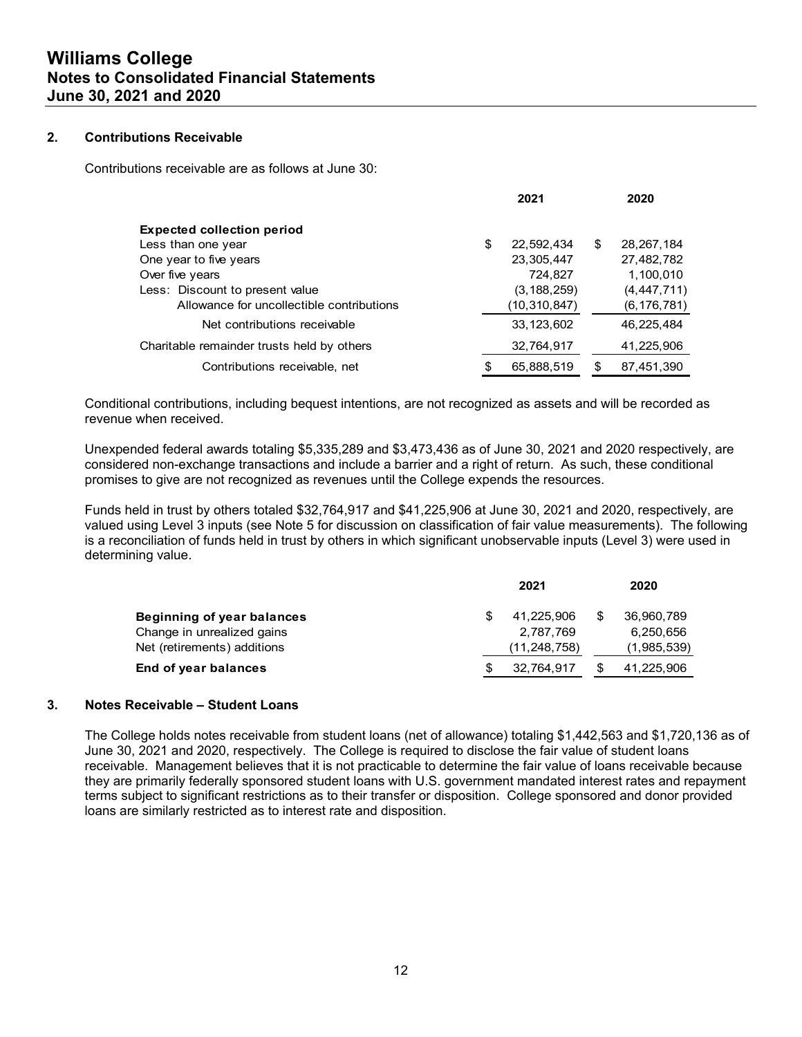## 2. Contributions Receivable

Contributions receivable are as follows at June 30:

| | 2021 | 2020 |
|---|---|---|
| **Expected collection period** | | |
| Less than one year | $ 22,592,434 | $ 28,267,184 |
| One year to five years | 23,305,447 | 27,482,782 |
| Over five years | 724,827 | 1,100,010 |
| Less: Discount to present value | (3,188,259) | (4,447,711) |
| Allowance for uncollectible contributions | (10,310,847) | (6,176,781) |
| Net contributions receivable | 33,123,602 | 46,225,484 |
| Charitable remainder trusts held by others | 32,764,917 | 41,225,906 |
| Contributions receivable, net | $ 65,888,519 | $ 87,451,390 |

Conditional contributions, including bequest intentions, are not recognized as assets and will be recorded as revenue when received.

Unexpended federal awards totaling $5,335,289 and $3,473,436 as of June 30, 2021 and 2020 respectively, are considered non-exchange transactions and include a barrier and a right of return. As such, these conditional promises to give are not recognized as revenues until the College expends the resources.

Funds held in trust by others totaled $32,764,917 and $41,225,906 at June 30, 2021 and 2020, respectively, are valued using Level 3 inputs (see Note 5 for discussion on classification of fair value measurements). The following is a reconciliation of funds held in trust by others in which significant unobservable inputs (Level 3) were used in determining value.

| | 2021 | 2020 |
|---|---|---|
| **Beginning of year balances** | $ 41,225,906 | $ 36,960,789 |
| Change in unrealized gains | 2,787,769 | 6,250,656 |
| Net (retirements) additions | (11,248,758) | (1,985,539) |
| **End of year balances** | $ 32,764,917 | $ 41,225,906 |

## 3. Notes Receivable – Student Loans

The College holds notes receivable from student loans (net of allowance) totaling $1,442,563 and $1,720,136 as of June 30, 2021 and 2020, respectively. The College is required to disclose the fair value of student loans receivable. Management believes that it is not practicable to determine the fair value of loans receivable because they are primarily federally sponsored student loans with U.S. government mandated interest rates and repayment terms subject to significant restrictions as to their transfer or disposition. College sponsored and donor provided loans are similarly restricted as to interest rate and disposition.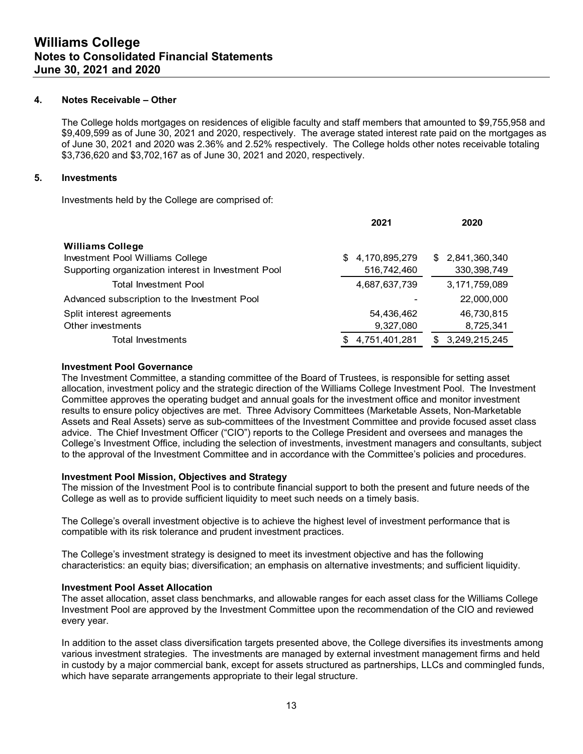## 4. Notes Receivable – Other

The College holds mortgages on residences of eligible faculty and staff members that amounted to $9,755,958 and $9,409,599 as of June 30, 2021 and 2020, respectively. The average stated interest rate paid on the mortgages as of June 30, 2021 and 2020 was 2.36% and 2.52% respectively. The College holds other notes receivable totaling $3,736,620 and $3,702,167 as of June 30, 2021 and 2020, respectively.

## 5. Investments

Investments held by the College are comprised of:

| | 2021 | 2020 |
|---|---|---|
| **Williams College** | | |
| Investment Pool Williams College | $ 4,170,895,279 | $ 2,841,360,340 |
| Supporting organization interest in Investment Pool | 516,742,460 | 330,398,749 |
| Total Investment Pool | 4,687,637,739 | 3,171,759,089 |
| Advanced subscription to the Investment Pool | - | 22,000,000 |
| Split interest agreements | 54,436,462 | 46,730,815 |
| Other investments | 9,327,080 | 8,725,341 |
| Total Investments | $ 4,751,401,281 | $ 3,249,215,245 |

**Investment Pool Governance**

The Investment Committee, a standing committee of the Board of Trustees, is responsible for setting asset allocation, investment policy and the strategic direction of the Williams College Investment Pool. The Investment Committee approves the operating budget and annual goals for the investment office and monitor investment results to ensure policy objectives are met. Three Advisory Committees (Marketable Assets, Non-Marketable Assets and Real Assets) serve as sub-committees of the Investment Committee and provide focused asset class advice. The Chief Investment Officer ("CIO") reports to the College President and oversees and manages the College's Investment Office, including the selection of investments, investment managers and consultants, subject to the approval of the Investment Committee and in accordance with the Committee's policies and procedures.

**Investment Pool Mission, Objectives and Strategy**

The mission of the Investment Pool is to contribute financial support to both the present and future needs of the College as well as to provide sufficient liquidity to meet such needs on a timely basis.

The College's overall investment objective is to achieve the highest level of investment performance that is compatible with its risk tolerance and prudent investment practices.

The College's investment strategy is designed to meet its investment objective and has the following characteristics: an equity bias; diversification; an emphasis on alternative investments; and sufficient liquidity.

**Investment Pool Asset Allocation**

The asset allocation, asset class benchmarks, and allowable ranges for each asset class for the Williams College Investment Pool are approved by the Investment Committee upon the recommendation of the CIO and reviewed every year.

In addition to the asset class diversification targets presented above, the College diversifies its investments among various investment strategies. The investments are managed by external investment management firms and held in custody by a major commercial bank, except for assets structured as partnerships, LLCs and commingled funds, which have separate arrangements appropriate to their legal structure.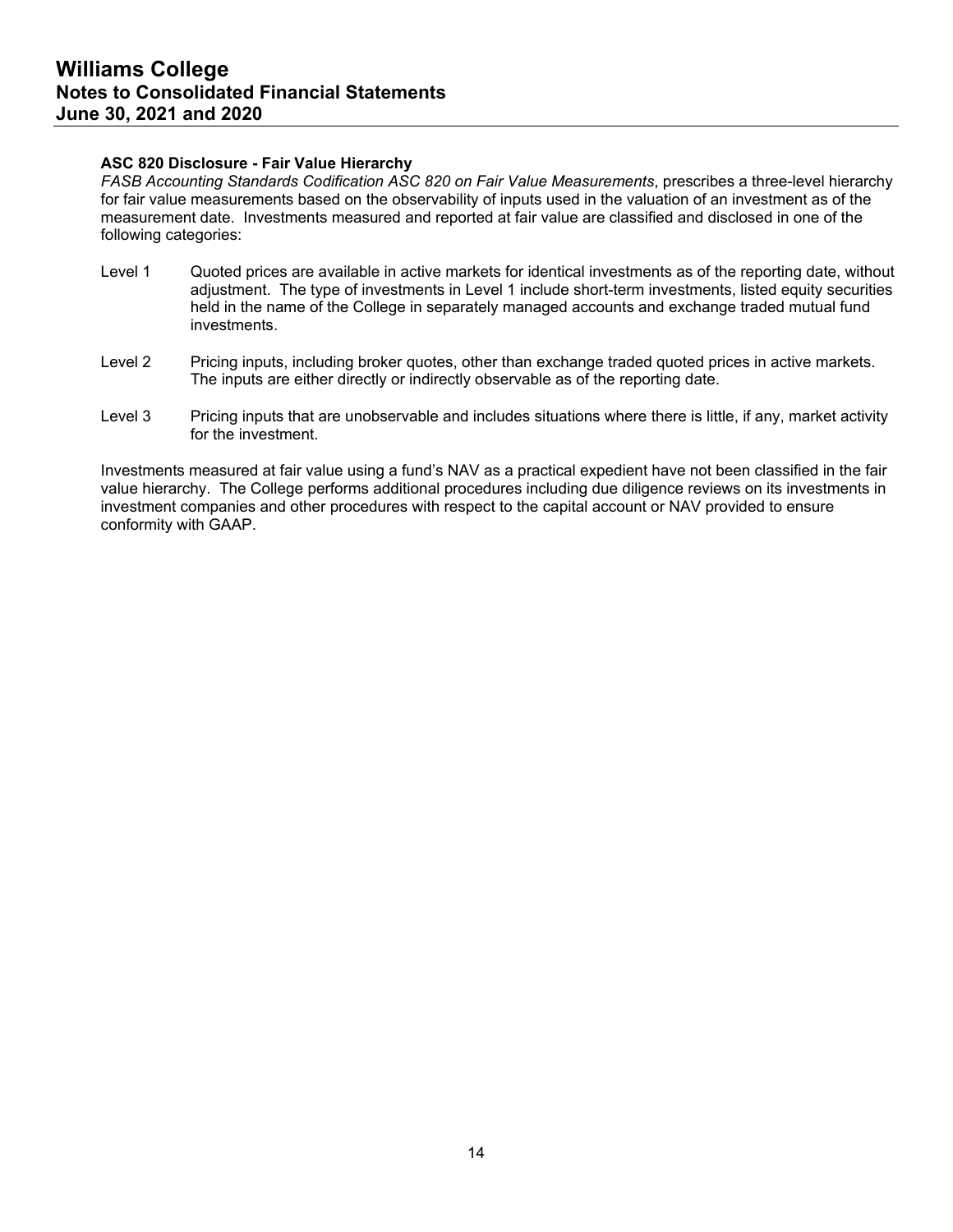### ASC 820 Disclosure - Fair Value Hierarchy

*FASB Accounting Standards Codification ASC 820 on Fair Value Measurements*, prescribes a three-level hierarchy for fair value measurements based on the observability of inputs used in the valuation of an investment as of the measurement date. Investments measured and reported at fair value are classified and disclosed in one of the following categories:

- Level 1 Quoted prices are available in active markets for identical investments as of the reporting date, without adjustment. The type of investments in Level 1 include short-term investments, listed equity securities held in the name of the College in separately managed accounts and exchange traded mutual fund investments.

- Level 2 Pricing inputs, including broker quotes, other than exchange traded quoted prices in active markets. The inputs are either directly or indirectly observable as of the reporting date.

- Level 3 Pricing inputs that are unobservable and includes situations where there is little, if any, market activity for the investment.

Investments measured at fair value using a fund's NAV as a practical expedient have not been classified in the fair value hierarchy. The College performs additional procedures including due diligence reviews on its investments in investment companies and other procedures with respect to the capital account or NAV provided to ensure conformity with GAAP.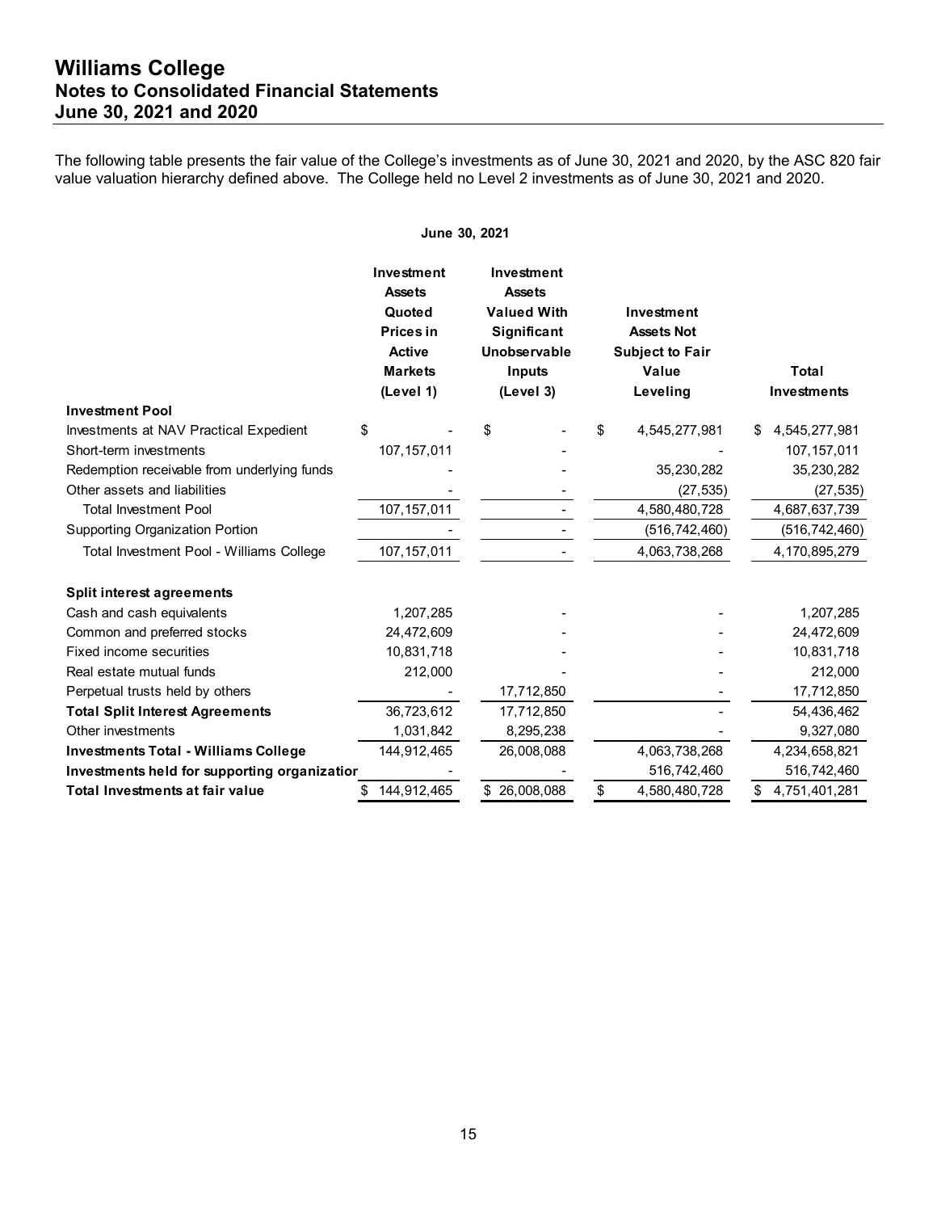The following table presents the fair value of the College's investments as of June 30, 2021 and 2020, by the ASC 820 fair value valuation hierarchy defined above. The College held no Level 2 investments as of June 30, 2021 and 2020.

**June 30, 2021**

| | Investment Assets Quoted Prices in Active Markets (Level 1) | Investment Assets Valued With Significant Unobservable Inputs (Level 3) | Investment Assets Not Subject to Fair Value Leveling | Total Investments |
|---|---|---|---|---|
| **Investment Pool** | | | | |
| Investments at NAV Practical Expedient | $ - | $ - | $ 4,545,277,981 | $ 4,545,277,981 |
| Short-term investments | 107,157,011 | - | - | 107,157,011 |
| Redemption receivable from underlying funds | - | - | 35,230,282 | 35,230,282 |
| Other assets and liabilities | - | - | (27,535) | (27,535) |
| Total Investment Pool | 107,157,011 | - | 4,580,480,728 | 4,687,637,739 |
| Supporting Organization Portion | - | - | (516,742,460) | (516,742,460) |
| Total Investment Pool - Williams College | 107,157,011 | - | 4,063,738,268 | 4,170,895,279 |
| | | | | |
| **Split interest agreements** | | | | |
| Cash and cash equivalents | 1,207,285 | - | - | 1,207,285 |
| Common and preferred stocks | 24,472,609 | - | - | 24,472,609 |
| Fixed income securities | 10,831,718 | - | - | 10,831,718 |
| Real estate mutual funds | 212,000 | - | - | 212,000 |
| Perpetual trusts held by others | - | 17,712,850 | - | 17,712,850 |
| **Total Split Interest Agreements** | 36,723,612 | 17,712,850 | - | 54,436,462 |
| Other investments | 1,031,842 | 8,295,238 | - | 9,327,080 |
| **Investments Total - Williams College** | 144,912,465 | 26,008,088 | 4,063,738,268 | 4,234,658,821 |
| **Investments held for supporting organization** | - | - | 516,742,460 | 516,742,460 |
| **Total Investments at fair value** | $ 144,912,465 | $ 26,008,088 | $ 4,580,480,728 | $ 4,751,401,281 |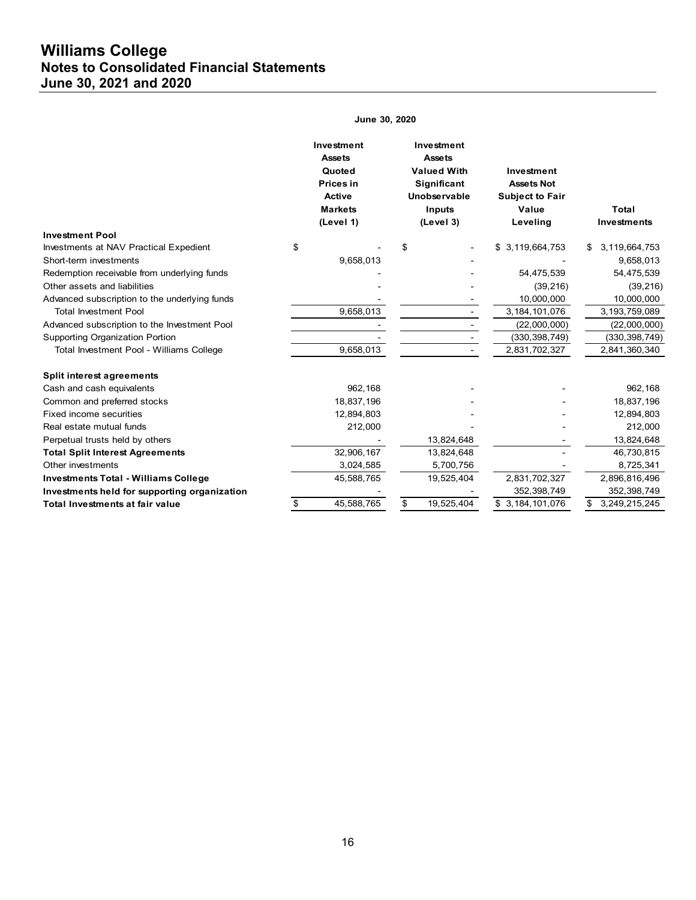**June 30, 2020**

| | Investment Assets Quoted Prices in Active Markets (Level 1) | Investment Assets Valued With Significant Unobservable Inputs (Level 3) | Investment Assets Not Subject to Fair Value Leveling | Total Investments |
|---|---|---|---|---|
| **Investment Pool** | | | | |
| Investments at NAV Practical Expedient | $ - | $ - | $ 3,119,664,753 | $ 3,119,664,753 |
| Short-term investments | 9,658,013 | - | - | 9,658,013 |
| Redemption receivable from underlying funds | - | - | 54,475,539 | 54,475,539 |
| Other assets and liabilities | - | - | (39,216) | (39,216) |
| Advanced subscription to the underlying funds | - | - | 10,000,000 | 10,000,000 |
| Total Investment Pool | 9,658,013 | - | 3,184,101,076 | 3,193,759,089 |
| Advanced subscription to the Investment Pool | - | - | (22,000,000) | (22,000,000) |
| Supporting Organization Portion | - | - | (330,398,749) | (330,398,749) |
| Total Investment Pool - Williams College | 9,658,013 | - | 2,831,702,327 | 2,841,360,340 |
| **Split interest agreements** | | | | |
| Cash and cash equivalents | 962,168 | - | - | 962,168 |
| Common and preferred stocks | 18,837,196 | - | - | 18,837,196 |
| Fixed income securities | 12,894,803 | - | - | 12,894,803 |
| Real estate mutual funds | 212,000 | - | - | 212,000 |
| Perpetual trusts held by others | - | 13,824,648 | - | 13,824,648 |
| **Total Split Interest Agreements** | 32,906,167 | 13,824,648 | - | 46,730,815 |
| Other investments | 3,024,585 | 5,700,756 | - | 8,725,341 |
| **Investments Total - Williams College** | 45,588,765 | 19,525,404 | 2,831,702,327 | 2,896,816,496 |
| **Investments held for supporting organization** | - | - | 352,398,749 | 352,398,749 |
| **Total Investments at fair value** | $ 45,588,765 | $ 19,525,404 | $ 3,184,101,076 | $ 3,249,215,245 |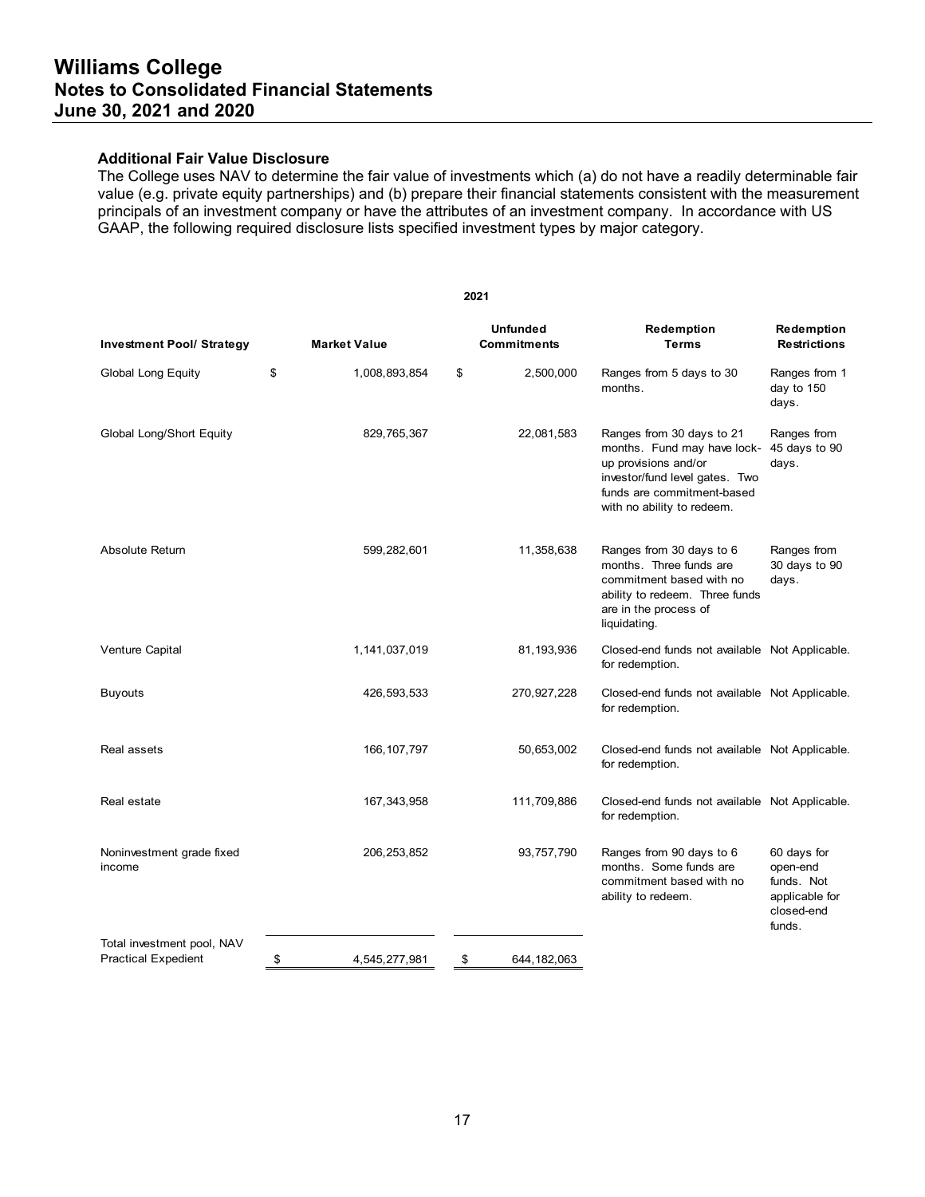### Additional Fair Value Disclosure

The College uses NAV to determine the fair value of investments which (a) do not have a readily determinable fair value (e.g. private equity partnerships) and (b) prepare their financial statements consistent with the measurement principals of an investment company or have the attributes of an investment company. In accordance with US GAAP, the following required disclosure lists specified investment types by major category.

| 2021 | | | | |
|---|---|---|---|---|
| **Investment Pool/ Strategy** | **Market Value** | **Unfunded Commitments** | **Redemption Terms** | **Redemption Restrictions** |
| Global Long Equity | $ 1,008,893,854 | $ 2,500,000 | Ranges from 5 days to 30 months. | Ranges from 1 day to 150 days. |
| Global Long/Short Equity | 829,765,367 | 22,081,583 | Ranges from 30 days to 21 months. Fund may have lock-up provisions and/or investor/fund level gates. Two funds are commitment-based with no ability to redeem. | Ranges from 45 days to 90 days. |
| Absolute Return | 599,282,601 | 11,358,638 | Ranges from 30 days to 6 months. Three funds are commitment based with no ability to redeem. Three funds are in the process of liquidating. | Ranges from 30 days to 90 days. |
| Venture Capital | 1,141,037,019 | 81,193,936 | Closed-end funds not available for redemption. | Not Applicable. |
| Buyouts | 426,593,533 | 270,927,228 | Closed-end funds not available for redemption. | Not Applicable. |
| Real assets | 166,107,797 | 50,653,002 | Closed-end funds not available for redemption. | Not Applicable. |
| Real estate | 167,343,958 | 111,709,886 | Closed-end funds not available for redemption. | Not Applicable. |
| Noninvestment grade fixed income | 206,253,852 | 93,757,790 | Ranges from 90 days to 6 months. Some funds are commitment based with no ability to redeem. | 60 days for open-end funds. Not applicable for closed-end funds. |
| Total investment pool, NAV Practical Expedient | $ 4,545,277,981 | $ 644,182,063 | | |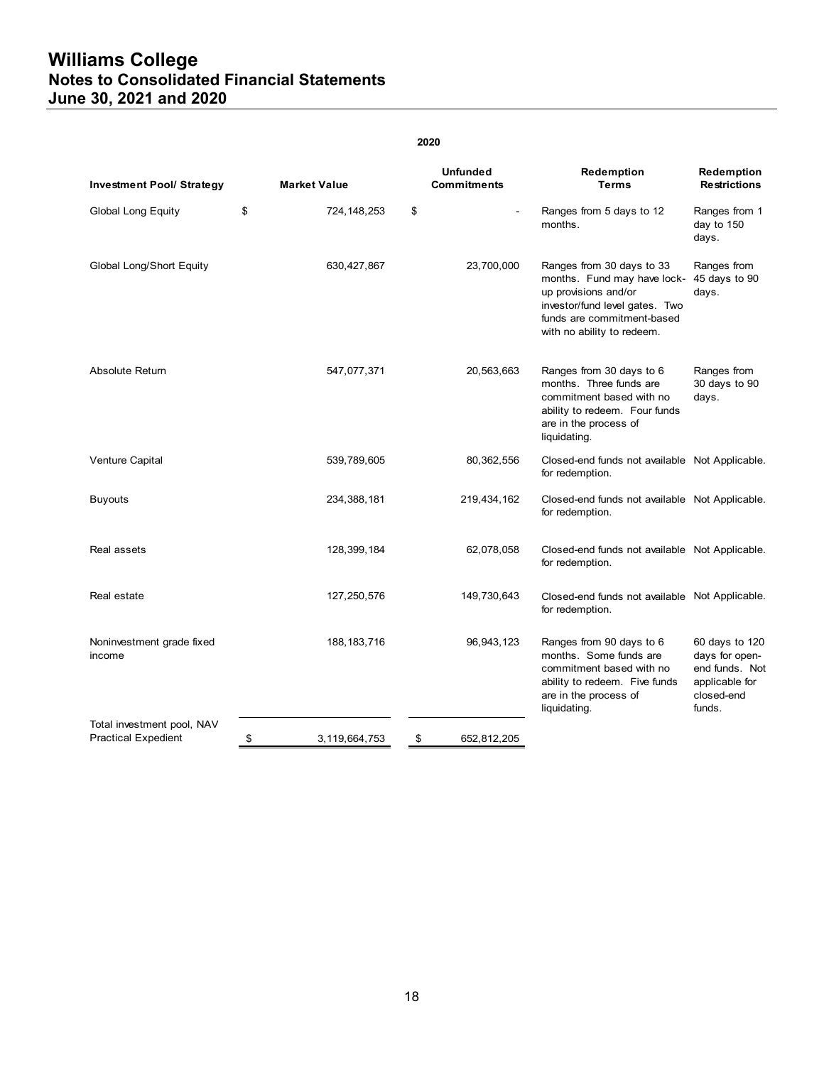# Williams College
## Notes to Consolidated Financial Statements
## June 30, 2021 and 2020

**2020**

| Investment Pool/ Strategy | Market Value | Unfunded Commitments | Redemption Terms | Redemption Restrictions |
|---|---|---|---|---|
| Global Long Equity | $ 724,148,253 | $ - | Ranges from 5 days to 12 months. | Ranges from 1 day to 150 days. |
| Global Long/Short Equity | 630,427,867 | 23,700,000 | Ranges from 30 days to 33 months. Fund may have lock-up provisions and/or investor/fund level gates. Two funds are commitment-based with no ability to redeem. | Ranges from 45 days to 90 days. |
| Absolute Return | 547,077,371 | 20,563,663 | Ranges from 30 days to 6 months. Three funds are commitment based with no ability to redeem. Four funds are in the process of liquidating. | Ranges from 30 days to 90 days. |
| Venture Capital | 539,789,605 | 80,362,556 | Closed-end funds not available for redemption. | Not Applicable. |
| Buyouts | 234,388,181 | 219,434,162 | Closed-end funds not available for redemption. | Not Applicable. |
| Real assets | 128,399,184 | 62,078,058 | Closed-end funds not available for redemption. | Not Applicable. |
| Real estate | 127,250,576 | 149,730,643 | Closed-end funds not available for redemption. | Not Applicable. |
| Noninvestment grade fixed income | 188,183,716 | 96,943,123 | Ranges from 90 days to 6 months. Some funds are commitment based with no ability to redeem. Five funds are in the process of liquidating. | 60 days to 120 days for open-end funds. Not applicable for closed-end funds. |
| Total investment pool, NAV Practical Expedient | $ 3,119,664,753 | $ 652,812,205 | | |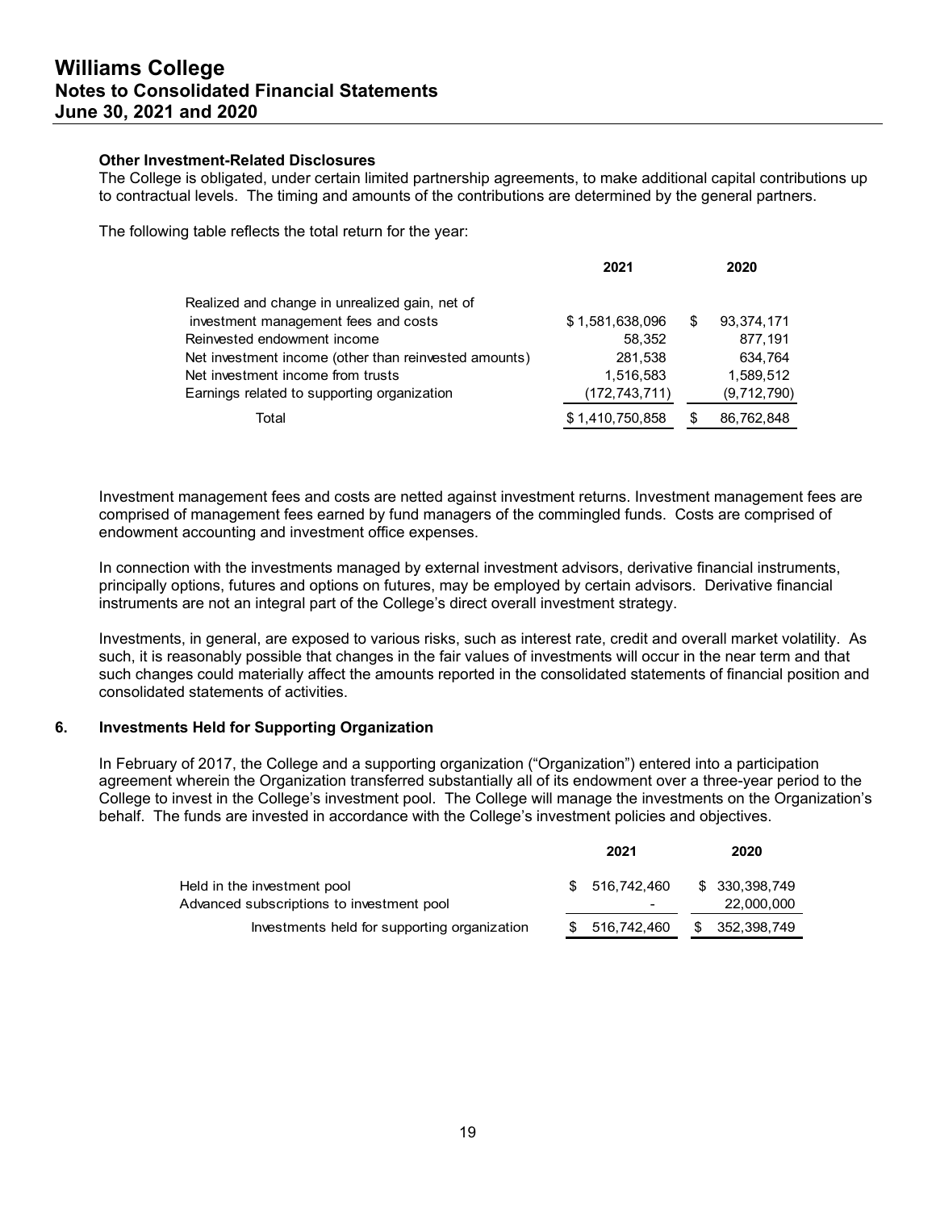**Other Investment-Related Disclosures**

The College is obligated, under certain limited partnership agreements, to make additional capital contributions up to contractual levels. The timing and amounts of the contributions are determined by the general partners.

The following table reflects the total return for the year:

| | 2021 | 2020 |
|---|---|---|
| Realized and change in unrealized gain, net of investment management fees and costs | $ 1,581,638,096 | $ 93,374,171 |
| Reinvested endowment income | 58,352 | 877,191 |
| Net investment income (other than reinvested amounts) | 281,538 | 634,764 |
| Net investment income from trusts | 1,516,583 | 1,589,512 |
| Earnings related to supporting organization | (172,743,711) | (9,712,790) |
| Total | $ 1,410,750,858 | $ 86,762,848 |

Investment management fees and costs are netted against investment returns. Investment management fees are comprised of management fees earned by fund managers of the commingled funds. Costs are comprised of endowment accounting and investment office expenses.

In connection with the investments managed by external investment advisors, derivative financial instruments, principally options, futures and options on futures, may be employed by certain advisors. Derivative financial instruments are not an integral part of the College's direct overall investment strategy.

Investments, in general, are exposed to various risks, such as interest rate, credit and overall market volatility. As such, it is reasonably possible that changes in the fair values of investments will occur in the near term and that such changes could materially affect the amounts reported in the consolidated statements of financial position and consolidated statements of activities.

## 6. Investments Held for Supporting Organization

In February of 2017, the College and a supporting organization ("Organization") entered into a participation agreement wherein the Organization transferred substantially all of its endowment over a three-year period to the College to invest in the College's investment pool. The College will manage the investments on the Organization's behalf. The funds are invested in accordance with the College's investment policies and objectives.

| | 2021 | 2020 |
|---|---|---|
| Held in the investment pool | $ 516,742,460 | $ 330,398,749 |
| Advanced subscriptions to investment pool | - | 22,000,000 |
| Investments held for supporting organization | $ 516,742,460 | $ 352,398,749 |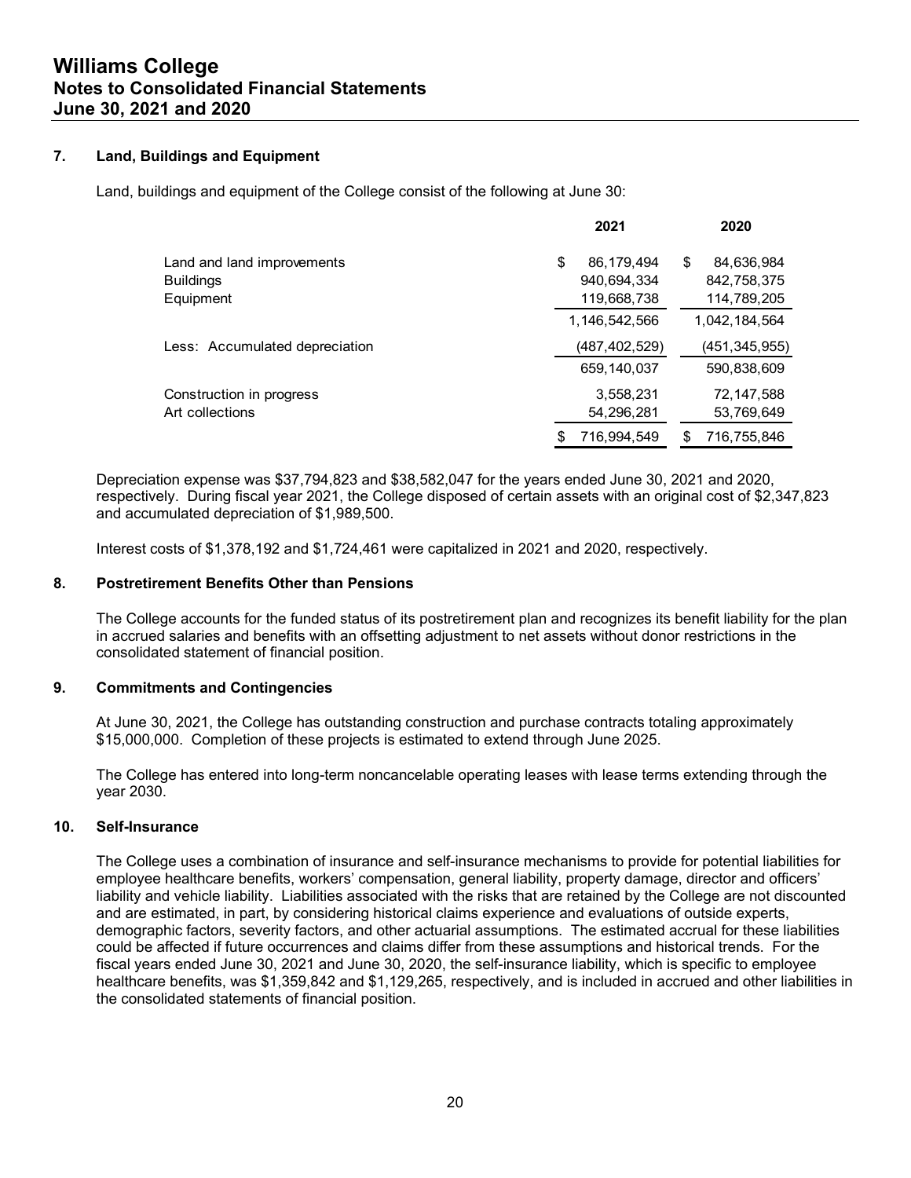## 7. Land, Buildings and Equipment

Land, buildings and equipment of the College consist of the following at June 30:

| | 2021 | 2020 |
|---|---|---|
| Land and land improvements | $ 86,179,494 | $ 84,636,984 |
| Buildings | 940,694,334 | 842,758,375 |
| Equipment | 119,668,738 | 114,789,205 |
| | 1,146,542,566 | 1,042,184,564 |
| Less: Accumulated depreciation | (487,402,529) | (451,345,955) |
| | 659,140,037 | 590,838,609 |
| Construction in progress | 3,558,231 | 72,147,588 |
| Art collections | 54,296,281 | 53,769,649 |
| | $ 716,994,549 | $ 716,755,846 |

Depreciation expense was $37,794,823 and $38,582,047 for the years ended June 30, 2021 and 2020, respectively. During fiscal year 2021, the College disposed of certain assets with an original cost of $2,347,823 and accumulated depreciation of $1,989,500.

Interest costs of $1,378,192 and $1,724,461 were capitalized in 2021 and 2020, respectively.

## 8. Postretirement Benefits Other than Pensions

The College accounts for the funded status of its postretirement plan and recognizes its benefit liability for the plan in accrued salaries and benefits with an offsetting adjustment to net assets without donor restrictions in the consolidated statement of financial position.

## 9. Commitments and Contingencies

At June 30, 2021, the College has outstanding construction and purchase contracts totaling approximately $15,000,000. Completion of these projects is estimated to extend through June 2025.

The College has entered into long-term noncancelable operating leases with lease terms extending through the year 2030.

## 10. Self-Insurance

The College uses a combination of insurance and self-insurance mechanisms to provide for potential liabilities for employee healthcare benefits, workers' compensation, general liability, property damage, director and officers' liability and vehicle liability. Liabilities associated with the risks that are retained by the College are not discounted and are estimated, in part, by considering historical claims experience and evaluations of outside experts, demographic factors, severity factors, and other actuarial assumptions. The estimated accrual for these liabilities could be affected if future occurrences and claims differ from these assumptions and historical trends. For the fiscal years ended June 30, 2021 and June 30, 2020, the self-insurance liability, which is specific to employee healthcare benefits, was $1,359,842 and $1,129,265, respectively, and is included in accrued and other liabilities in the consolidated statements of financial position.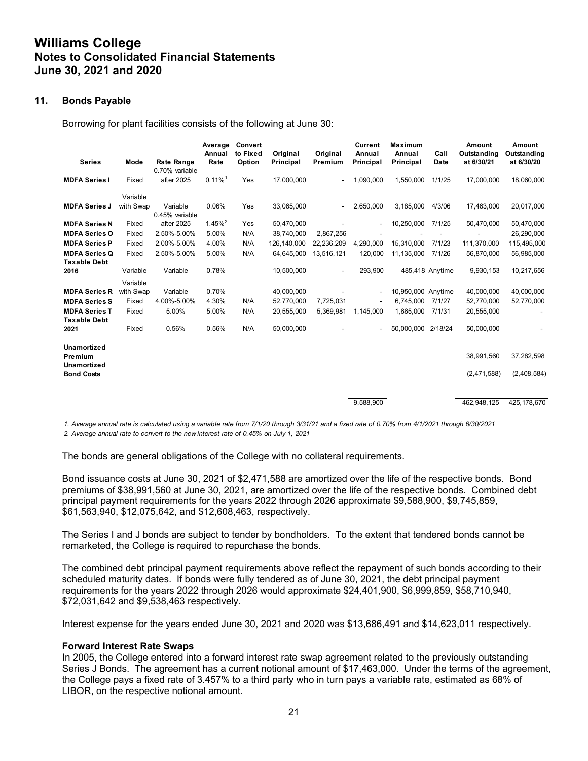## 11. Bonds Payable

Borrowing for plant facilities consists of the following at June 30:

| Series | Mode | Rate Range | Average Annual Rate | Convert to Fixed Option | Original Principal | Original Premium | Current Annual Principal | Maximum Annual Principal | Call Date | Amount Outstanding at 6/30/21 | Amount Outstanding at 6/30/20 |
|---|---|---|---|---|---|---|---|---|---|---|---|
| **MDFA Series I** | Fixed | 0.70% variable after 2025 | 0.11%[1] | Yes | 17,000,000 | - | 1,090,000 | 1,550,000 | 1/1/25 | 17,000,000 | 18,060,000 |
| **MDFA Series J** | Variable with Swap | Variable | 0.06% | Yes | 33,065,000 | - | 2,650,000 | 3,185,000 | 4/3/06 | 17,463,000 | 20,017,000 |
| **MDFA Series N** | Fixed | 0.45% variable after 2025 | 1.45%[2] | Yes | 50,470,000 | - | - | 10,250,000 | 7/1/25 | 50,470,000 | 50,470,000 |
| **MDFA Series O** | Fixed | 2.50%-5.00% | 5.00% | N/A | 38,740,000 | 2,867,256 | - | - | - | - | 26,290,000 |
| **MDFA Series P** | Fixed | 2.00%-5.00% | 4.00% | N/A | 126,140,000 | 22,236,209 | 4,290,000 | 15,310,000 | 7/1/23 | 111,370,000 | 115,495,000 |
| **MDFA Series Q** | Fixed | 2.50%-5.00% | 5.00% | N/A | 64,645,000 | 13,516,121 | 120,000 | 11,135,000 | 7/1/26 | 56,870,000 | 56,985,000 |
| **Taxable Debt 2016** | Variable | Variable | 0.78% | | 10,500,000 | - | 293,900 | 485,418 | Anytime | 9,930,153 | 10,217,656 |
| **MDFA Series R** | Variable with Swap | Variable | 0.70% | | 40,000,000 | - | - | 10,950,000 | Anytime | 40,000,000 | 40,000,000 |
| **MDFA Series S** | Fixed | 4.00%-5.00% | 4.30% | N/A | 52,770,000 | 7,725,031 | - | 6,745,000 | 7/1/27 | 52,770,000 | 52,770,000 |
| **MDFA Series T** | Fixed | 5.00% | 5.00% | N/A | 20,555,000 | 5,369,981 | 1,145,000 | 1,665,000 | 7/1/31 | 20,555,000 | - |
| **Taxable Debt 2021** | Fixed | 0.56% | 0.56% | N/A | 50,000,000 | - | - | 50,000,000 | 2/18/24 | 50,000,000 | - |
| **Unamortized Premium** | | | | | | | | | | 38,991,560 | 37,282,598 |
| **Unamortized Bond Costs** | | | | | | | | | | (2,471,588) | (2,408,584) |
| | | | | | | | 9,588,900 | | | 462,948,125 | 425,178,670 |

*1. Average annual rate is calculated using a variable rate from 7/1/20 through 3/31/21 and a fixed rate of 0.70% from 4/1/2021 through 6/30/2021*

*2. Average annual rate to convert to the new interest rate of 0.45% on July 1, 2021*

The bonds are general obligations of the College with no collateral requirements.

Bond issuance costs at June 30, 2021 of $2,471,588 are amortized over the life of the respective bonds. Bond premiums of $38,991,560 at June 30, 2021, are amortized over the life of the respective bonds. Combined debt principal payment requirements for the years 2022 through 2026 approximate $9,588,900, $9,745,859, $61,563,940, $12,075,642, and $12,608,463, respectively.

The Series I and J bonds are subject to tender by bondholders. To the extent that tendered bonds cannot be remarketed, the College is required to repurchase the bonds.

The combined debt principal payment requirements above reflect the repayment of such bonds according to their scheduled maturity dates. If bonds were fully tendered as of June 30, 2021, the debt principal payment requirements for the years 2022 through 2026 would approximate $24,401,900, $6,999,859, $58,710,940, $72,031,642 and $9,538,463 respectively.

Interest expense for the years ended June 30, 2021 and 2020 was $13,686,491 and $14,623,011 respectively.

### Forward Interest Rate Swaps

In 2005, the College entered into a forward interest rate swap agreement related to the previously outstanding Series J Bonds. The agreement has a current notional amount of $17,463,000. Under the terms of the agreement, the College pays a fixed rate of 3.457% to a third party who in turn pays a variable rate, estimated as 68% of LIBOR, on the respective notional amount.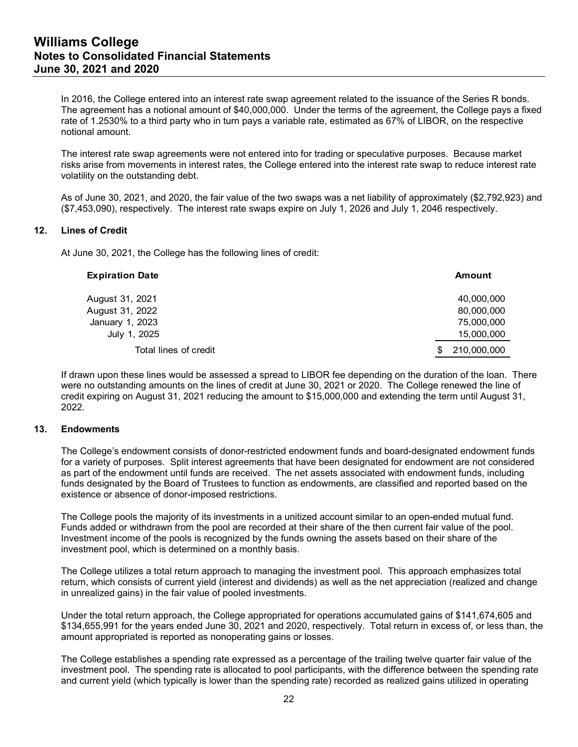In 2016, the College entered into an interest rate swap agreement related to the issuance of the Series R bonds. The agreement has a notional amount of $40,000,000. Under the terms of the agreement, the College pays a fixed rate of 1.2530% to a third party who in turn pays a variable rate, estimated as 67% of LIBOR, on the respective notional amount.

The interest rate swap agreements were not entered into for trading or speculative purposes. Because market risks arise from movements in interest rates, the College entered into the interest rate swap to reduce interest rate volatility on the outstanding debt.

As of June 30, 2021, and 2020, the fair value of the two swaps was a net liability of approximately ($2,792,923) and ($7,453,090), respectively. The interest rate swaps expire on July 1, 2026 and July 1, 2046 respectively.

## 12. Lines of Credit

At June 30, 2021, the College has the following lines of credit:

| Expiration Date | Amount |
|---|---|
| August 31, 2021 | 40,000,000 |
| August 31, 2022 | 80,000,000 |
| January 1, 2023 | 75,000,000 |
| July 1, 2025 | 15,000,000 |
| Total lines of credit | $ 210,000,000 |

If drawn upon these lines would be assessed a spread to LIBOR fee depending on the duration of the loan. There were no outstanding amounts on the lines of credit at June 30, 2021 or 2020. The College renewed the line of credit expiring on August 31, 2021 reducing the amount to $15,000,000 and extending the term until August 31, 2022.

## 13. Endowments

The College's endowment consists of donor-restricted endowment funds and board-designated endowment funds for a variety of purposes. Split interest agreements that have been designated for endowment are not considered as part of the endowment until funds are received. The net assets associated with endowment funds, including funds designated by the Board of Trustees to function as endowments, are classified and reported based on the existence or absence of donor-imposed restrictions.

The College pools the majority of its investments in a unitized account similar to an open-ended mutual fund. Funds added or withdrawn from the pool are recorded at their share of the then current fair value of the pool. Investment income of the pools is recognized by the funds owning the assets based on their share of the investment pool, which is determined on a monthly basis.

The College utilizes a total return approach to managing the investment pool. This approach emphasizes total return, which consists of current yield (interest and dividends) as well as the net appreciation (realized and change in unrealized gains) in the fair value of pooled investments.

Under the total return approach, the College appropriated for operations accumulated gains of $141,674,605 and $134,655,991 for the years ended June 30, 2021 and 2020, respectively. Total return in excess of, or less than, the amount appropriated is reported as nonoperating gains or losses.

The College establishes a spending rate expressed as a percentage of the trailing twelve quarter fair value of the investment pool. The spending rate is allocated to pool participants, with the difference between the spending rate and current yield (which typically is lower than the spending rate) recorded as realized gains utilized in operating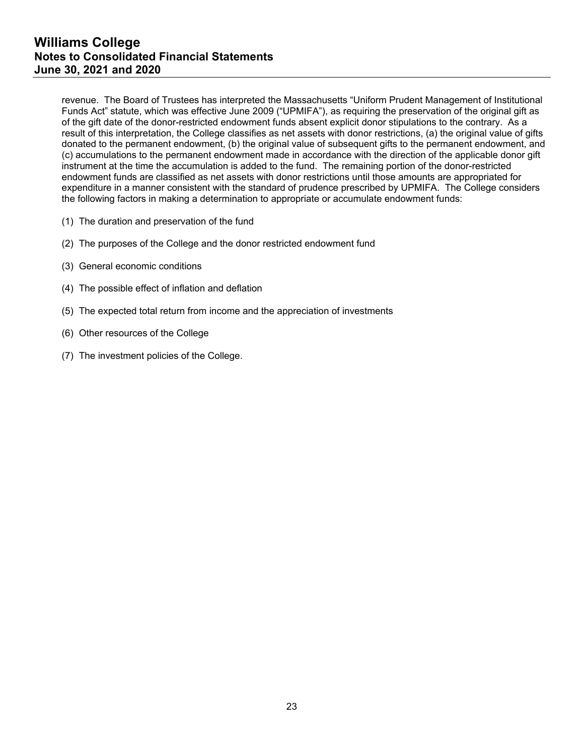revenue. The Board of Trustees has interpreted the Massachusetts "Uniform Prudent Management of Institutional Funds Act" statute, which was effective June 2009 ("UPMIFA"), as requiring the preservation of the original gift as of the gift date of the donor-restricted endowment funds absent explicit donor stipulations to the contrary. As a result of this interpretation, the College classifies as net assets with donor restrictions, (a) the original value of gifts donated to the permanent endowment, (b) the original value of subsequent gifts to the permanent endowment, and (c) accumulations to the permanent endowment made in accordance with the direction of the applicable donor gift instrument at the time the accumulation is added to the fund. The remaining portion of the donor-restricted endowment funds are classified as net assets with donor restrictions until those amounts are appropriated for expenditure in a manner consistent with the standard of prudence prescribed by UPMIFA. The College considers the following factors in making a determination to appropriate or accumulate endowment funds:

(1) The duration and preservation of the fund

(2) The purposes of the College and the donor restricted endowment fund

(3) General economic conditions

(4) The possible effect of inflation and deflation

(5) The expected total return from income and the appreciation of investments

(6) Other resources of the College

(7) The investment policies of the College.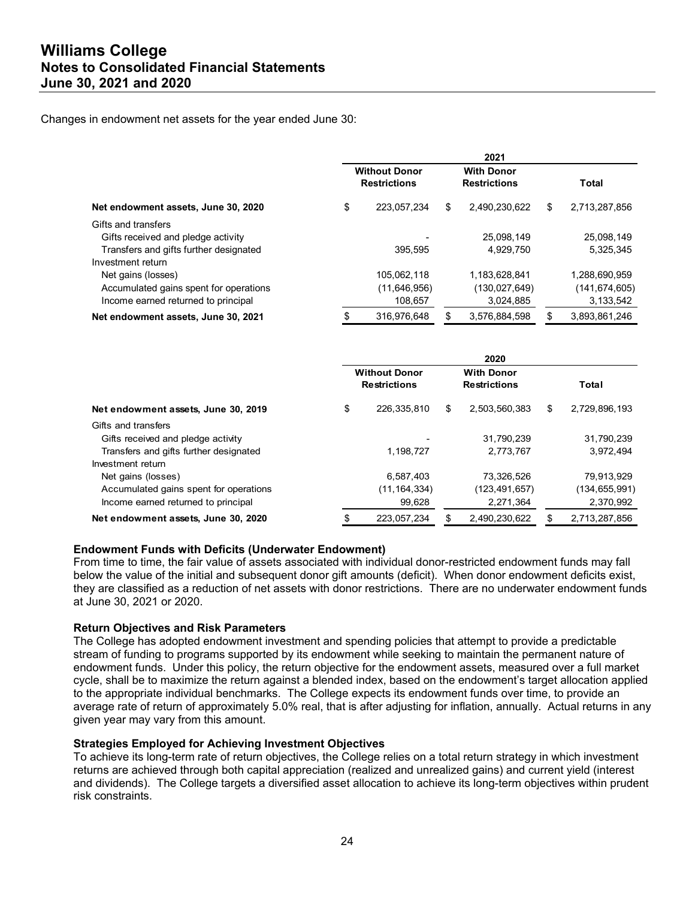Changes in endowment net assets for the year ended June 30:

| | 2021 | | |
|---|---|---|---|
| | Without Donor Restrictions | With Donor Restrictions | Total |
| **Net endowment assets, June 30, 2020** | $ 223,057,234 | $ 2,490,230,622 | $ 2,713,287,856 |
| Gifts and transfers | | | |
| Gifts received and pledge activity | - | 25,098,149 | 25,098,149 |
| Transfers and gifts further designated | 395,595 | 4,929,750 | 5,325,345 |
| Investment return | | | |
| Net gains (losses) | 105,062,118 | 1,183,628,841 | 1,288,690,959 |
| Accumulated gains spent for operations | (11,646,956) | (130,027,649) | (141,674,605) |
| Income earned returned to principal | 108,657 | 3,024,885 | 3,133,542 |
| **Net endowment assets, June 30, 2021** | $ 316,976,648 | $ 3,576,884,598 | $ 3,893,861,246 |

| | 2020 | | |
|---|---|---|---|
| | Without Donor Restrictions | With Donor Restrictions | Total |
| **Net endowment assets, June 30, 2019** | $ 226,335,810 | $ 2,503,560,383 | $ 2,729,896,193 |
| Gifts and transfers | | | |
| Gifts received and pledge activity | - | 31,790,239 | 31,790,239 |
| Transfers and gifts further designated | 1,198,727 | 2,773,767 | 3,972,494 |
| Investment return | | | |
| Net gains (losses) | 6,587,403 | 73,326,526 | 79,913,929 |
| Accumulated gains spent for operations | (11,164,334) | (123,491,657) | (134,655,991) |
| Income earned returned to principal | 99,628 | 2,271,364 | 2,370,992 |
| **Net endowment assets, June 30, 2020** | $ 223,057,234 | $ 2,490,230,622 | $ 2,713,287,856 |

**Endowment Funds with Deficits (Underwater Endowment)**
From time to time, the fair value of assets associated with individual donor-restricted endowment funds may fall below the value of the initial and subsequent donor gift amounts (deficit). When donor endowment deficits exist, they are classified as a reduction of net assets with donor restrictions. There are no underwater endowment funds at June 30, 2021 or 2020.

**Return Objectives and Risk Parameters**
The College has adopted endowment investment and spending policies that attempt to provide a predictable stream of funding to programs supported by its endowment while seeking to maintain the permanent nature of endowment funds. Under this policy, the return objective for the endowment assets, measured over a full market cycle, shall be to maximize the return against a blended index, based on the endowment's target allocation applied to the appropriate individual benchmarks. The College expects its endowment funds over time, to provide an average rate of return of approximately 5.0% real, that is after adjusting for inflation, annually. Actual returns in any given year may vary from this amount.

**Strategies Employed for Achieving Investment Objectives**
To achieve its long-term rate of return objectives, the College relies on a total return strategy in which investment returns are achieved through both capital appreciation (realized and unrealized gains) and current yield (interest and dividends). The College targets a diversified asset allocation to achieve its long-term objectives within prudent risk constraints.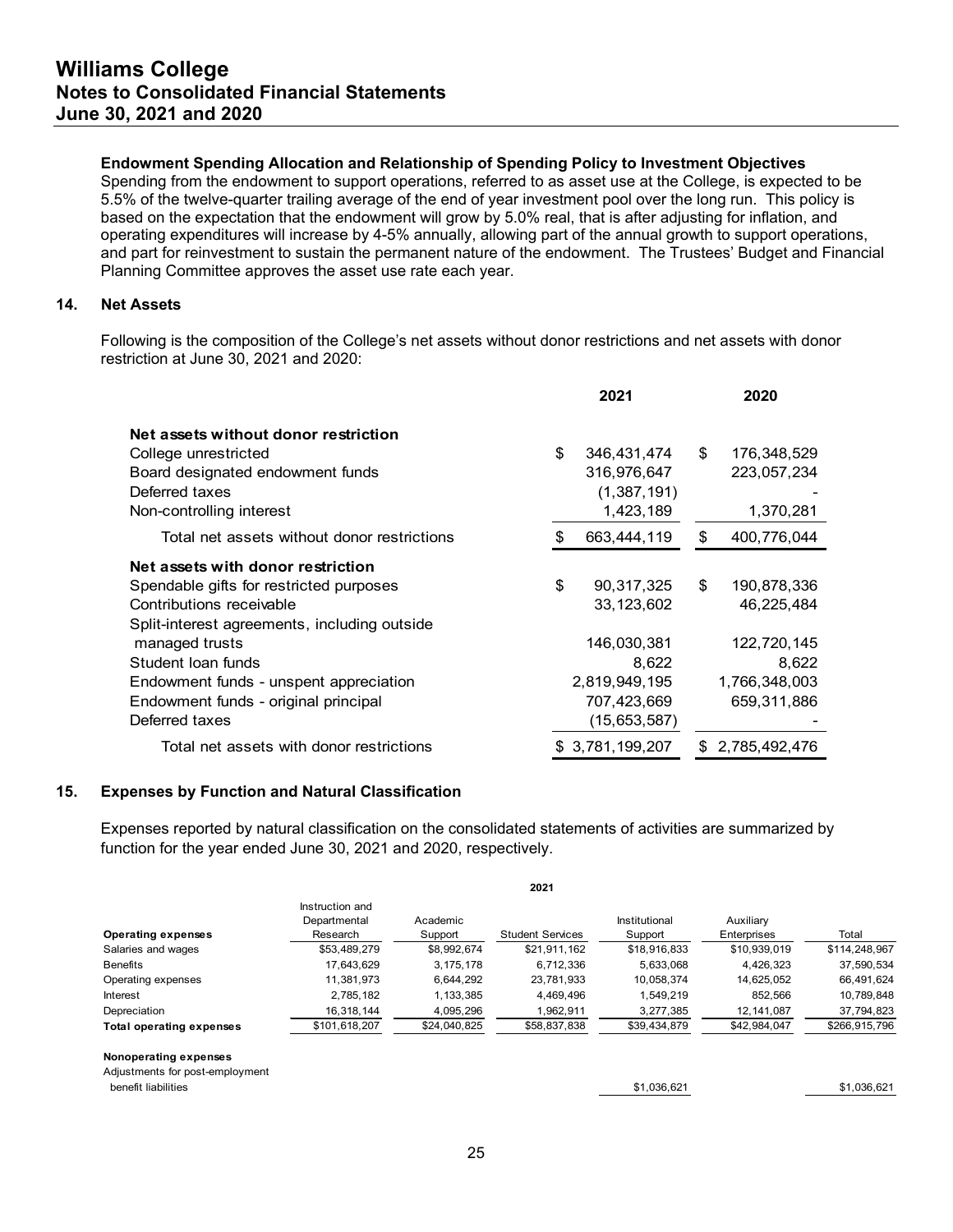#### Endowment Spending Allocation and Relationship of Spending Policy to Investment Objectives

Spending from the endowment to support operations, referred to as asset use at the College, is expected to be 5.5% of the twelve-quarter trailing average of the end of year investment pool over the long run. This policy is based on the expectation that the endowment will grow by 5.0% real, that is after adjusting for inflation, and operating expenditures will increase by 4-5% annually, allowing part of the annual growth to support operations, and part for reinvestment to sustain the permanent nature of the endowment. The Trustees' Budget and Financial Planning Committee approves the asset use rate each year.

## 14. Net Assets

Following is the composition of the College's net assets without donor restrictions and net assets with donor restriction at June 30, 2021 and 2020:

| | 2021 | 2020 |
|---|---|---|
| **Net assets without donor restriction** | | |
| College unrestricted | $ 346,431,474 | $ 176,348,529 |
| Board designated endowment funds | 316,976,647 | 223,057,234 |
| Deferred taxes | (1,387,191) | - |
| Non-controlling interest | 1,423,189 | 1,370,281 |
| Total net assets without donor restrictions | $ 663,444,119 | $ 400,776,044 |
| **Net assets with donor restriction** | | |
| Spendable gifts for restricted purposes | $ 90,317,325 | $ 190,878,336 |
| Contributions receivable | 33,123,602 | 46,225,484 |
| Split-interest agreements, including outside managed trusts | 146,030,381 | 122,720,145 |
| Student loan funds | 8,622 | 8,622 |
| Endowment funds - unspent appreciation | 2,819,949,195 | 1,766,348,003 |
| Endowment funds - original principal | 707,423,669 | 659,311,886 |
| Deferred taxes | (15,653,587) | - |
| Total net assets with donor restrictions | $ 3,781,199,207 | $ 2,785,492,476 |

## 15. Expenses by Function and Natural Classification

Expenses reported by natural classification on the consolidated statements of activities are summarized by function for the year ended June 30, 2021 and 2020, respectively.

**2021**

| **Operating expenses** | Instruction and Departmental Research | Academic Support | Student Services | Institutional Support | Auxiliary Enterprises | Total |
|---|---|---|---|---|---|---|
| Salaries and wages | $53,489,279 | $8,992,674 | $21,911,162 | $18,916,833 | $10,939,019 | $114,248,967 |
| Benefits | 17,643,629 | 3,175,178 | 6,712,336 | 5,633,068 | 4,426,323 | 37,590,534 |
| Operating expenses | 11,381,973 | 6,644,292 | 23,781,933 | 10,058,374 | 14,625,052 | 66,491,624 |
| Interest | 2,785,182 | 1,133,385 | 4,469,496 | 1,549,219 | 852,566 | 10,789,848 |
| Depreciation | 16,318,144 | 4,095,296 | 1,962,911 | 3,277,385 | 12,141,087 | 37,794,823 |
| **Total operating expenses** | $101,618,207 | $24,040,825 | $58,837,838 | $39,434,879 | $42,984,047 | $266,915,796 |
| **Nonoperating expenses** | | | | | | |
| Adjustments for post-employment benefit liabilities | | | | $1,036,621 | | $1,036,621 |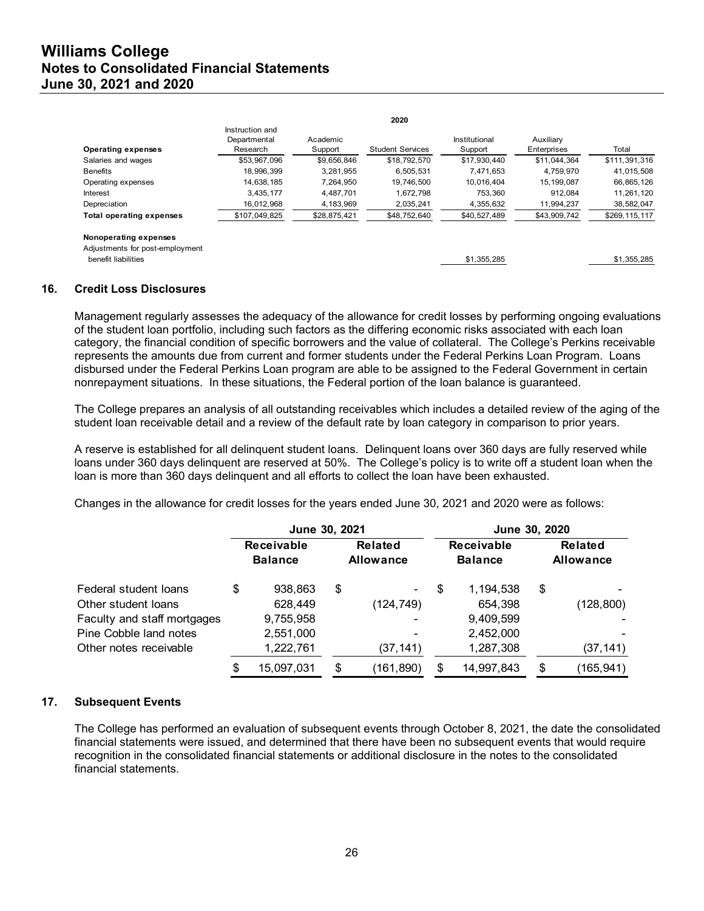| | | | 2020 | | | |
|---|---|---|---|---|---|---|
| **Operating expenses** | Instruction and Departmental Research | Academic Support | Student Services | Institutional Support | Auxiliary Enterprises | Total |
| Salaries and wages | \$53,967,096 | \$9,656,846 | \$18,792,570 | \$17,930,440 | \$11,044,364 | \$111,391,316 |
| Benefits | 18,996,399 | 3,281,955 | 6,505,531 | 7,471,653 | 4,759,970 | 41,015,508 |
| Operating expenses | 14,638,185 | 7,264,950 | 19,746,500 | 10,016,404 | 15,199,087 | 66,865,126 |
| Interest | 3,435,177 | 4,487,701 | 1,672,798 | 753,360 | 912,084 | 11,261,120 |
| Depreciation | 16,012,968 | 4,183,969 | 2,035,241 | 4,355,632 | 11,994,237 | 38,582,047 |
| **Total operating expenses** | \$107,049,825 | \$28,875,421 | \$48,752,640 | \$40,527,489 | \$43,909,742 | \$269,115,117 |
| | | | | | | |
| **Nonoperating expenses** | | | | | | |
| Adjustments for post-employment benefit liabilities | | | | \$1,355,285 | | \$1,355,285 |

## 16. Credit Loss Disclosures

Management regularly assesses the adequacy of the allowance for credit losses by performing ongoing evaluations of the student loan portfolio, including such factors as the differing economic risks associated with each loan category, the financial condition of specific borrowers and the value of collateral. The College's Perkins receivable represents the amounts due from current and former students under the Federal Perkins Loan Program. Loans disbursed under the Federal Perkins Loan program are able to be assigned to the Federal Government in certain nonrepayment situations. In these situations, the Federal portion of the loan balance is guaranteed.

The College prepares an analysis of all outstanding receivables which includes a detailed review of the aging of the student loan receivable detail and a review of the default rate by loan category in comparison to prior years.

A reserve is established for all delinquent student loans. Delinquent loans over 360 days are fully reserved while loans under 360 days delinquent are reserved at 50%. The College's policy is to write off a student loan when the loan is more than 360 days delinquent and all efforts to collect the loan have been exhausted.

Changes in the allowance for credit losses for the years ended June 30, 2021 and 2020 were as follows:

| | June 30, 2021 | | June 30, 2020 | |
|---|---|---|---|---|
| | **Receivable Balance** | **Related Allowance** | **Receivable Balance** | **Related Allowance** |
| Federal student loans | \$ 938,863 | \$ - | \$ 1,194,538 | \$ - |
| Other student loans | 628,449 | (124,749) | 654,398 | (128,800) |
| Faculty and staff mortgages | 9,755,958 | - | 9,409,599 | - |
| Pine Cobble land notes | 2,551,000 | - | 2,452,000 | - |
| Other notes receivable | 1,222,761 | (37,141) | 1,287,308 | (37,141) |
| | \$ 15,097,031 | \$ (161,890) | \$ 14,997,843 | \$ (165,941) |

## 17. Subsequent Events

The College has performed an evaluation of subsequent events through October 8, 2021, the date the consolidated financial statements were issued, and determined that there have been no subsequent events that would require recognition in the consolidated financial statements or additional disclosure in the notes to the consolidated financial statements.